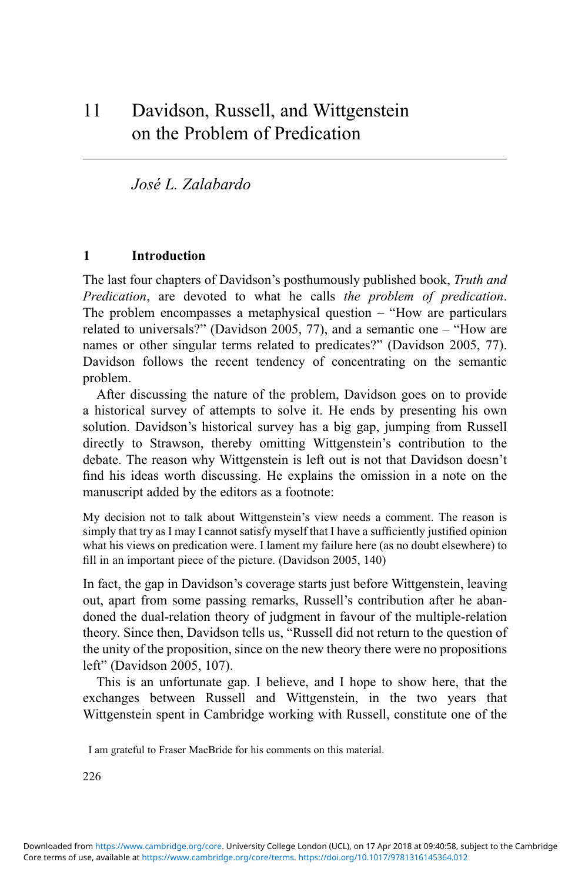# 11 Davidson, Russell, and Wittgenstein on the Problem of Predication

*José L. Zalabardo*

## 1 Introduction

The last four chapters of Davidson's posthumously published book, *Truth and Predication*, are devoted to what he calls *the problem of predication*. The problem encompasses a metaphysical question – "How are particulars related to universals?" (Davidson 2005, 77), and a semantic one – "How are names or other singular terms related to predicates?" (Davidson 2005, 77). Davidson follows the recent tendency of concentrating on the semantic problem.

After discussing the nature of the problem, Davidson goes on to provide a historical survey of attempts to solve it. He ends by presenting his own solution. Davidson's historical survey has a big gap, jumping from Russell directly to Strawson, thereby omitting Wittgenstein's contribution to the debate. The reason why Wittgenstein is left out is not that Davidson doesn't find his ideas worth discussing. He explains the omission in a note on the manuscript added by the editors as a footnote:

> My decision not to talk about Wittgenstein's view needs a comment. The reason is simply that try as I may I cannot satisfy myself that I have a sufficiently justified opinion what his views on predication were. I lament my failure here (as no doubt elsewhere) to fill in an important piece of the picture. (Davidson 2005, 140)

In fact, the gap in Davidson's coverage starts just before Wittgenstein, leaving out, apart from some passing remarks, Russell's contribution after he abandoned the dual-relation theory of judgment in favour of the multiple-relation theory. Since then, Davidson tells us, "Russell did not return to the question of the unity of the proposition, since on the new theory there were no propositions left" (Davidson 2005, 107).

This is an unfortunate gap. I believe, and I hope to show here, that the exchanges between Russell and Wittgenstein, in the two years that Wittgenstein spent in Cambridge working with Russell, constitute one of the

I am grateful to Fraser MacBride for his comments on this material.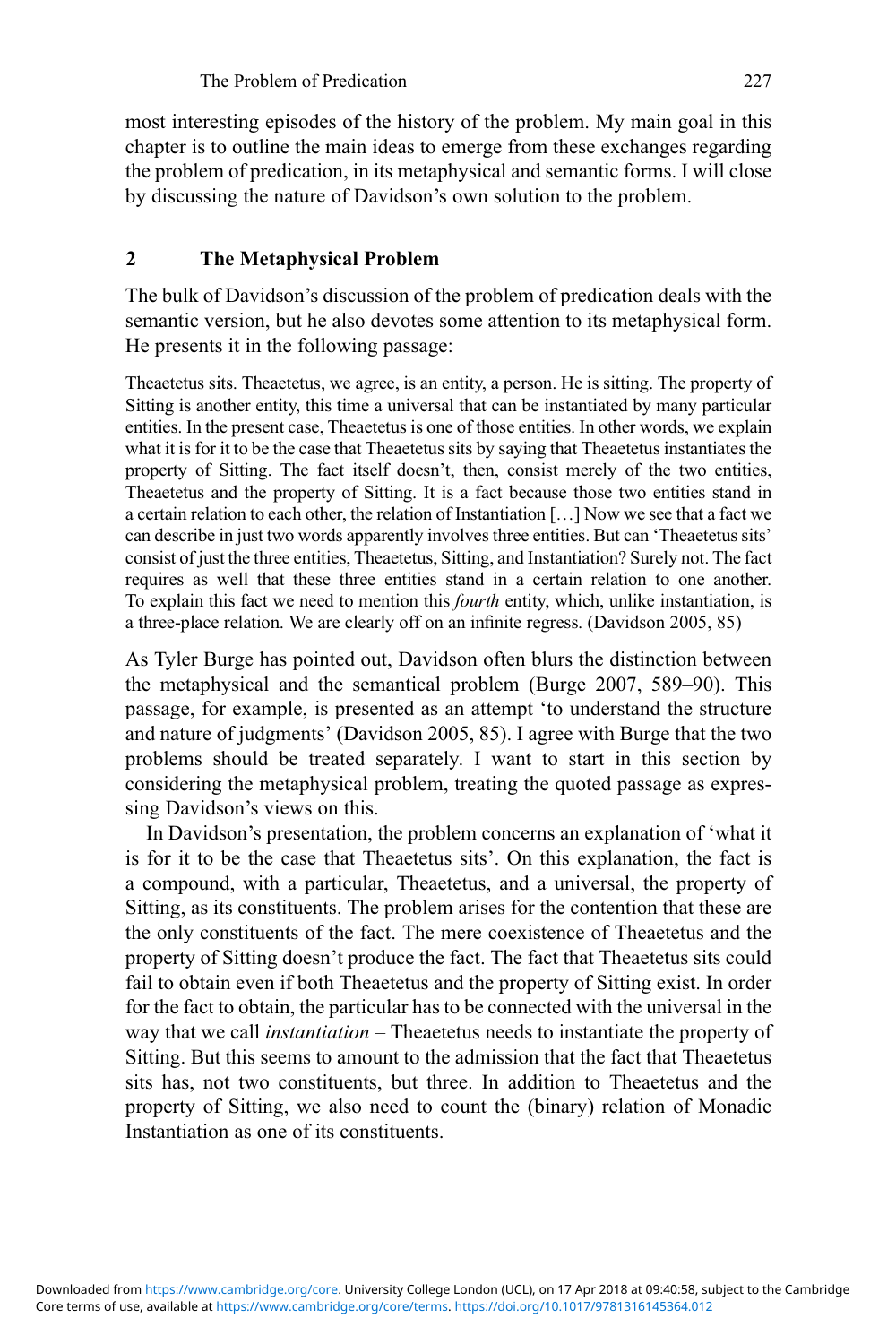most interesting episodes of the history of the problem. My main goal in this chapter is to outline the main ideas to emerge from these exchanges regarding the problem of predication, in its metaphysical and semantic forms. I will close by discussing the nature of Davidson's own solution to the problem.

## 2 The Metaphysical Problem

The bulk of Davidson's discussion of the problem of predication deals with the semantic version, but he also devotes some attention to its metaphysical form. He presents it in the following passage:

> Theaetetus sits. Theaetetus, we agree, is an entity, a person. He is sitting. The property of Sitting is another entity, this time a universal that can be instantiated by many particular entities. In the present case, Theaetetus is one of those entities. In other words, we explain what it is for it to be the case that Theaetetus sits by saying that Theaetetus instantiates the property of Sitting. The fact itself doesn't, then, consist merely of the two entities, Theaetetus and the property of Sitting. It is a fact because those two entities stand in a certain relation to each other, the relation of Instantiation […] Now we see that a fact we can describe in just two words apparently involves three entities. But can 'Theaetetus sits' consist of just the three entities, Theaetetus, Sitting, and Instantiation? Surely not. The fact requires as well that these three entities stand in a certain relation to one another. To explain this fact we need to mention this *fourth* entity, which, unlike instantiation, is a three-place relation. We are clearly off on an infinite regress. (Davidson 2005, 85)

As Tyler Burge has pointed out, Davidson often blurs the distinction between the metaphysical and the semantical problem (Burge 2007, 589–90). This passage, for example, is presented as an attempt 'to understand the structure and nature of judgments' (Davidson 2005, 85). I agree with Burge that the two problems should be treated separately. I want to start in this section by considering the metaphysical problem, treating the quoted passage as expressing Davidson's views on this.

In Davidson's presentation, the problem concerns an explanation of 'what it is for it to be the case that Theaetetus sits'. On this explanation, the fact is a compound, with a particular, Theaetetus, and a universal, the property of Sitting, as its constituents. The problem arises for the contention that these are the only constituents of the fact. The mere coexistence of Theaetetus and the property of Sitting doesn't produce the fact. The fact that Theaetetus sits could fail to obtain even if both Theaetetus and the property of Sitting exist. In order for the fact to obtain, the particular has to be connected with the universal in the way that we call *instantiation* – Theaetetus needs to instantiate the property of Sitting. But this seems to amount to the admission that the fact that Theaetetus sits has, not two constituents, but three. In addition to Theaetetus and the property of Sitting, we also need to count the (binary) relation of Monadic Instantiation as one of its constituents.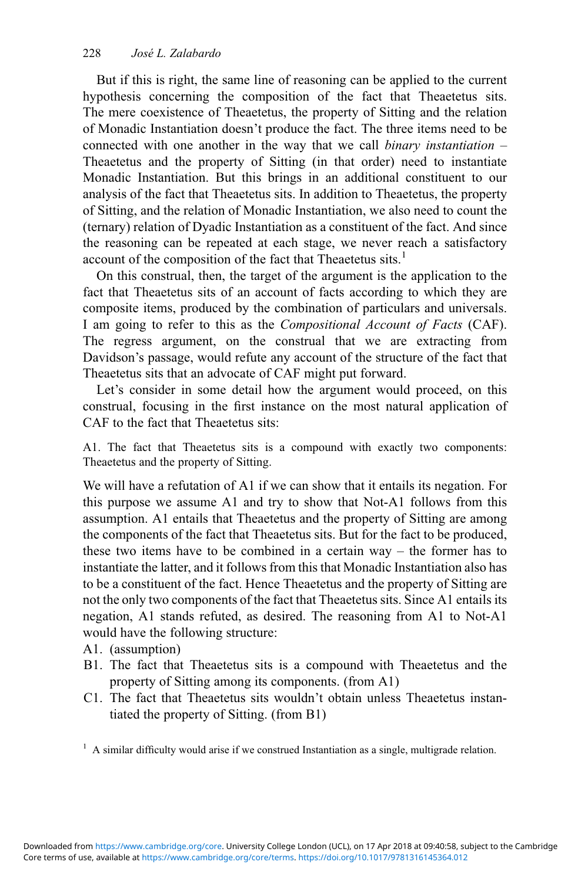But if this is right, the same line of reasoning can be applied to the current hypothesis concerning the composition of the fact that Theaetetus sits. The mere coexistence of Theaetetus, the property of Sitting and the relation of Monadic Instantiation doesn't produce the fact. The three items need to be connected with one another in the way that we call *binary instantiation* – Theaetetus and the property of Sitting (in that order) need to instantiate Monadic Instantiation. But this brings in an additional constituent to our analysis of the fact that Theaetetus sits. In addition to Theaetetus, the property of Sitting, and the relation of Monadic Instantiation, we also need to count the (ternary) relation of Dyadic Instantiation as a constituent of the fact. And since the reasoning can be repeated at each stage, we never reach a satisfactory account of the composition of the fact that Theaetetus sits.[1]

On this construal, then, the target of the argument is the application to the fact that Theaetetus sits of an account of facts according to which they are composite items, produced by the combination of particulars and universals. I am going to refer to this as the *Compositional Account of Facts* (CAF). The regress argument, on the construal that we are extracting from Davidson's passage, would refute any account of the structure of the fact that Theaetetus sits that an advocate of CAF might put forward.

Let's consider in some detail how the argument would proceed, on this construal, focusing in the first instance on the most natural application of CAF to the fact that Theaetetus sits:

A1. The fact that Theaetetus sits is a compound with exactly two components: Theaetetus and the property of Sitting.

We will have a refutation of A1 if we can show that it entails its negation. For this purpose we assume A1 and try to show that Not-A1 follows from this assumption. A1 entails that Theaetetus and the property of Sitting are among the components of the fact that Theaetetus sits. But for the fact to be produced, these two items have to be combined in a certain way – the former has to instantiate the latter, and it follows from this that Monadic Instantiation also has to be a constituent of the fact. Hence Theaetetus and the property of Sitting are not the only two components of the fact that Theaetetus sits. Since A1 entails its negation, A1 stands refuted, as desired. The reasoning from A1 to Not-A1 would have the following structure:

A1. (assumption)
B1. The fact that Theaetetus sits is a compound with Theaetetus and the property of Sitting among its components. (from A1)
C1. The fact that Theaetetus sits wouldn't obtain unless Theaetetus instantiated the property of Sitting. (from B1)

[1] A similar difficulty would arise if we construed Instantiation as a single, multigrade relation.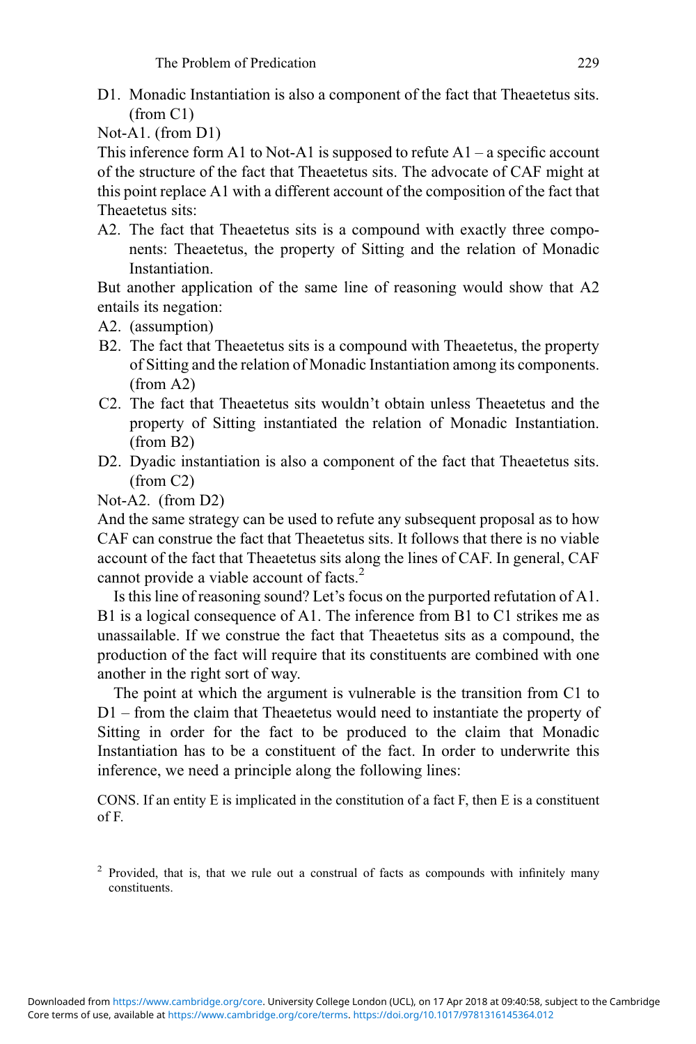D1. Monadic Instantiation is also a component of the fact that Theaetetus sits. (from C1)

Not-A1. (from D1)

This inference form A1 to Not-A1 is supposed to refute A1 – a specific account of the structure of the fact that Theaetetus sits. The advocate of CAF might at this point replace A1 with a different account of the composition of the fact that Theaetetus sits:

A2. The fact that Theaetetus sits is a compound with exactly three components: Theaetetus, the property of Sitting and the relation of Monadic Instantiation.

But another application of the same line of reasoning would show that A2 entails its negation:

A2. (assumption)

B2. The fact that Theaetetus sits is a compound with Theaetetus, the property of Sitting and the relation of Monadic Instantiation among its components. (from A2)

C2. The fact that Theaetetus sits wouldn't obtain unless Theaetetus and the property of Sitting instantiated the relation of Monadic Instantiation. (from B2)

D2. Dyadic instantiation is also a component of the fact that Theaetetus sits. (from C2)

Not-A2. (from D2)

And the same strategy can be used to refute any subsequent proposal as to how CAF can construe the fact that Theaetetus sits. It follows that there is no viable account of the fact that Theaetetus sits along the lines of CAF. In general, CAF cannot provide a viable account of facts.[2]

Is this line of reasoning sound? Let's focus on the purported refutation of A1. B1 is a logical consequence of A1. The inference from B1 to C1 strikes me as unassailable. If we construe the fact that Theaetetus sits as a compound, the production of the fact will require that its constituents are combined with one another in the right sort of way.

The point at which the argument is vulnerable is the transition from C1 to D1 – from the claim that Theaetetus would need to instantiate the property of Sitting in order for the fact to be produced to the claim that Monadic Instantiation has to be a constituent of the fact. In order to underwrite this inference, we need a principle along the following lines:

CONS. If an entity E is implicated in the constitution of a fact F, then E is a constituent of F.

[2] Provided, that is, that we rule out a construal of facts as compounds with infinitely many constituents.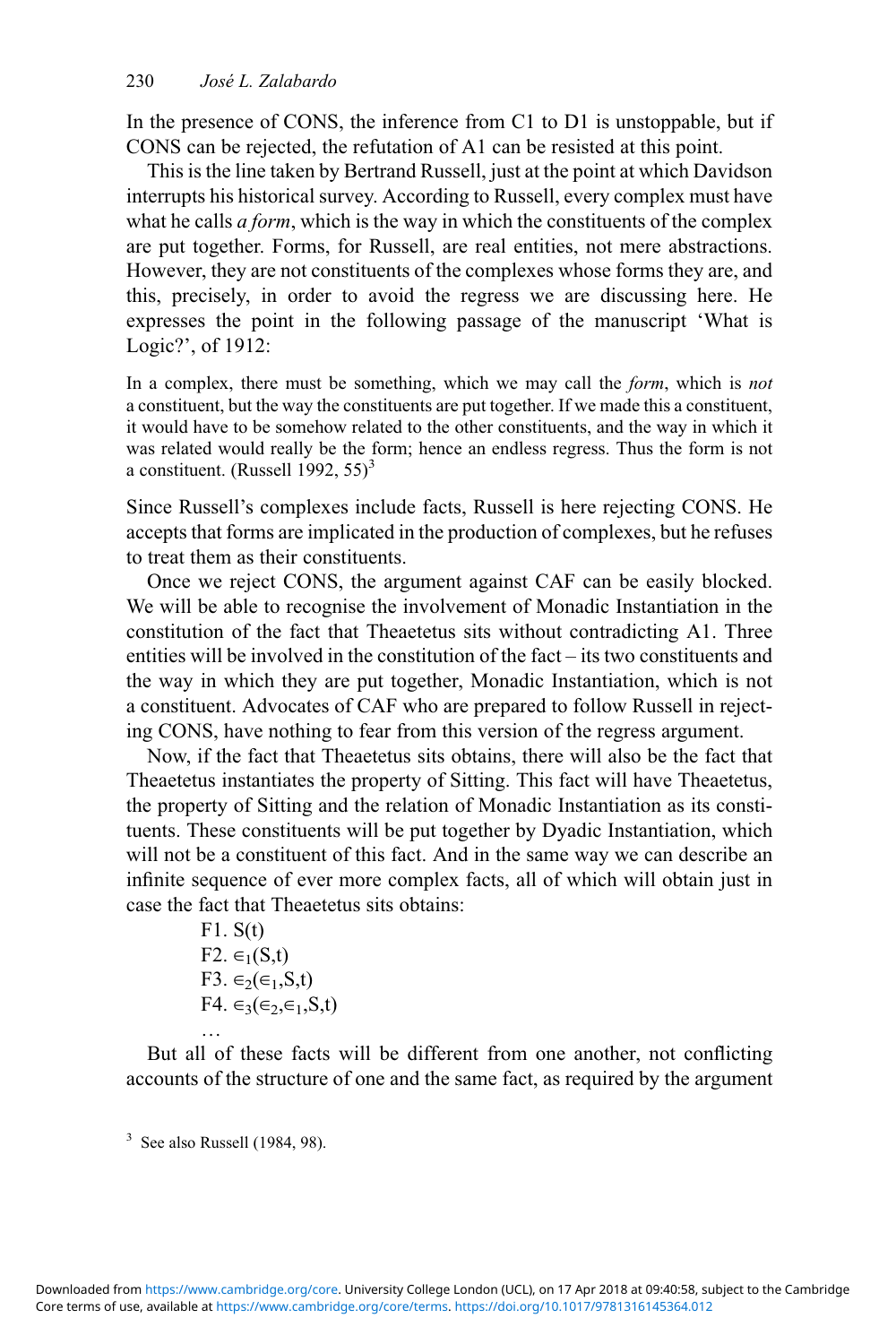In the presence of CONS, the inference from C1 to D1 is unstoppable, but if CONS can be rejected, the refutation of A1 can be resisted at this point.

This is the line taken by Bertrand Russell, just at the point at which Davidson interrupts his historical survey. According to Russell, every complex must have what he calls *a form*, which is the way in which the constituents of the complex are put together. Forms, for Russell, are real entities, not mere abstractions. However, they are not constituents of the complexes whose forms they are, and this, precisely, in order to avoid the regress we are discussing here. He expresses the point in the following passage of the manuscript 'What is Logic?', of 1912:

> In a complex, there must be something, which we may call the *form*, which is *not* a constituent, but the way the constituents are put together. If we made this a constituent, it would have to be somehow related to the other constituents, and the way in which it was related would really be the form; hence an endless regress. Thus the form is not a constituent. (Russell 1992, 55)[3]

Since Russell's complexes include facts, Russell is here rejecting CONS. He accepts that forms are implicated in the production of complexes, but he refuses to treat them as their constituents.

Once we reject CONS, the argument against CAF can be easily blocked. We will be able to recognise the involvement of Monadic Instantiation in the constitution of the fact that Theaetetus sits without contradicting A1. Three entities will be involved in the constitution of the fact – its two constituents and the way in which they are put together, Monadic Instantiation, which is not a constituent. Advocates of CAF who are prepared to follow Russell in rejecting CONS, have nothing to fear from this version of the regress argument.

Now, if the fact that Theaetetus sits obtains, there will also be the fact that Theaetetus instantiates the property of Sitting. This fact will have Theaetetus, the property of Sitting and the relation of Monadic Instantiation as its constituents. These constituents will be put together by Dyadic Instantiation, which will not be a constituent of this fact. And in the same way we can describe an infinite sequence of ever more complex facts, all of which will obtain just in case the fact that Theaetetus sits obtains:

F1. $S(t)$
F2. $\in_1(S,t)$
F3. $\in_2(\in_1,S,t)$
F4. $\in_3(\in_2,\in_1,S,t)$
…

But all of these facts will be different from one another, not conflicting accounts of the structure of one and the same fact, as required by the argument

[3] See also Russell (1984, 98).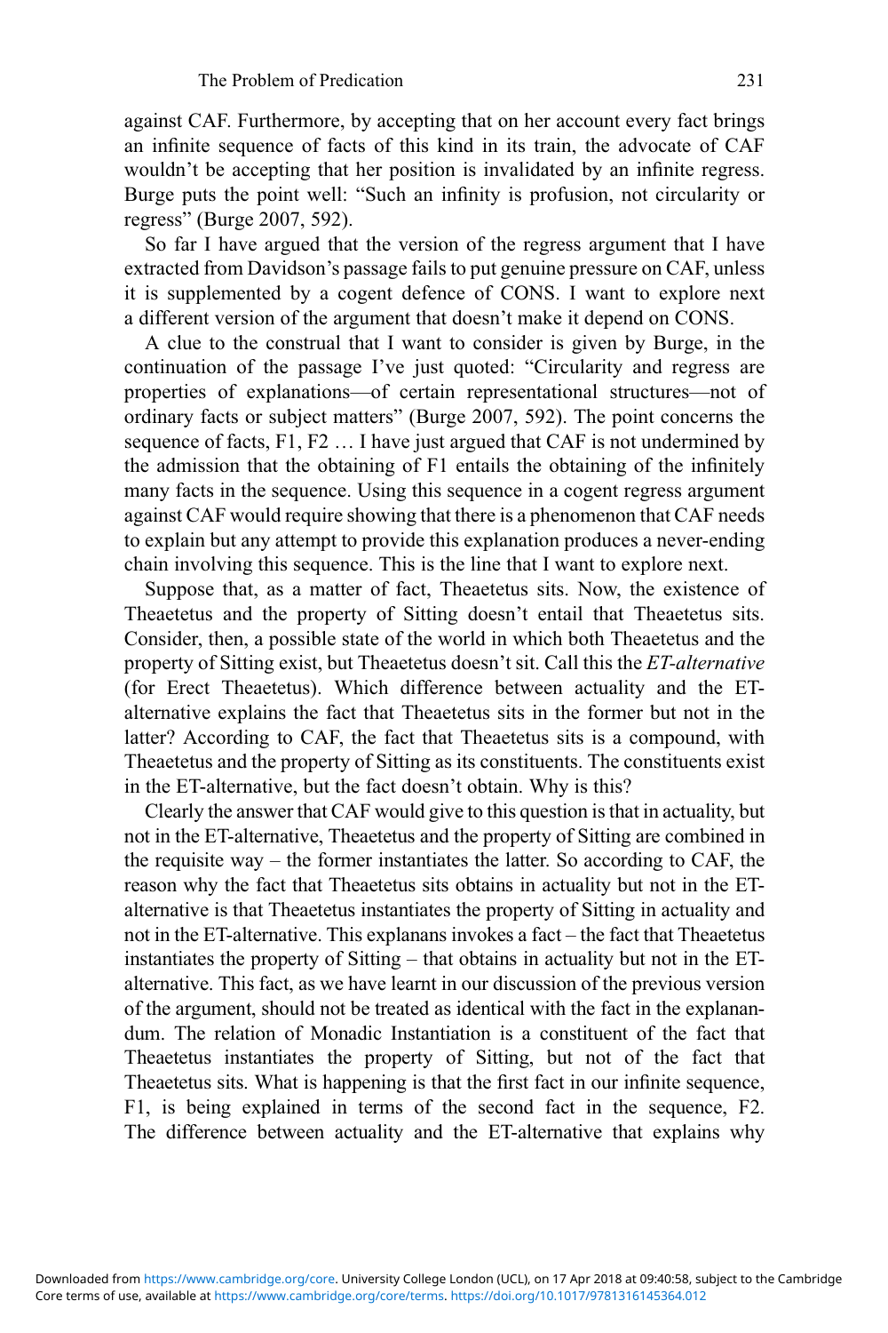against CAF. Furthermore, by accepting that on her account every fact brings an infinite sequence of facts of this kind in its train, the advocate of CAF wouldn't be accepting that her position is invalidated by an infinite regress. Burge puts the point well: "Such an infinity is profusion, not circularity or regress" (Burge 2007, 592).

So far I have argued that the version of the regress argument that I have extracted from Davidson's passage fails to put genuine pressure on CAF, unless it is supplemented by a cogent defence of CONS. I want to explore next a different version of the argument that doesn't make it depend on CONS.

A clue to the construal that I want to consider is given by Burge, in the continuation of the passage I've just quoted: "Circularity and regress are properties of explanations—of certain representational structures—not of ordinary facts or subject matters" (Burge 2007, 592). The point concerns the sequence of facts, F1, F2 … I have just argued that CAF is not undermined by the admission that the obtaining of F1 entails the obtaining of the infinitely many facts in the sequence. Using this sequence in a cogent regress argument against CAF would require showing that there is a phenomenon that CAF needs to explain but any attempt to provide this explanation produces a never-ending chain involving this sequence. This is the line that I want to explore next.

Suppose that, as a matter of fact, Theaetetus sits. Now, the existence of Theaetetus and the property of Sitting doesn't entail that Theaetetus sits. Consider, then, a possible state of the world in which both Theaetetus and the property of Sitting exist, but Theaetetus doesn't sit. Call this the *ET-alternative* (for Erect Theaetetus). Which difference between actuality and the ET-alternative explains the fact that Theaetetus sits in the former but not in the latter? According to CAF, the fact that Theaetetus sits is a compound, with Theaetetus and the property of Sitting as its constituents. The constituents exist in the ET-alternative, but the fact doesn't obtain. Why is this?

Clearly the answer that CAF would give to this question is that in actuality, but not in the ET-alternative, Theaetetus and the property of Sitting are combined in the requisite way – the former instantiates the latter. So according to CAF, the reason why the fact that Theaetetus sits obtains in actuality but not in the ET-alternative is that Theaetetus instantiates the property of Sitting in actuality and not in the ET-alternative. This explanans invokes a fact – the fact that Theaetetus instantiates the property of Sitting – that obtains in actuality but not in the ET-alternative. This fact, as we have learnt in our discussion of the previous version of the argument, should not be treated as identical with the fact in the explanandum. The relation of Monadic Instantiation is a constituent of the fact that Theaetetus instantiates the property of Sitting, but not of the fact that Theaetetus sits. What is happening is that the first fact in our infinite sequence, F1, is being explained in terms of the second fact in the sequence, F2. The difference between actuality and the ET-alternative that explains why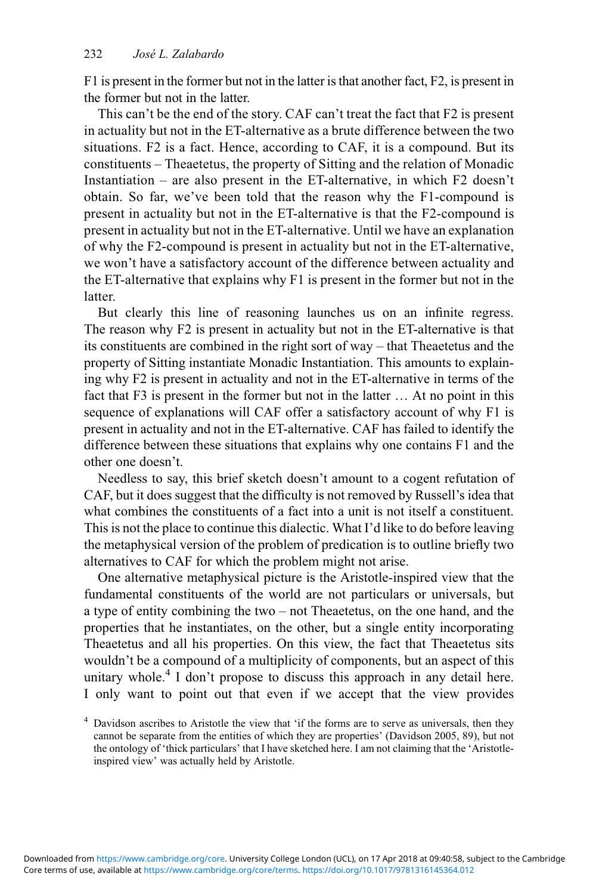F1 is present in the former but not in the latter is that another fact, F2, is present in the former but not in the latter.

This can't be the end of the story. CAF can't treat the fact that F2 is present in actuality but not in the ET-alternative as a brute difference between the two situations. F2 is a fact. Hence, according to CAF, it is a compound. But its constituents – Theaetetus, the property of Sitting and the relation of Monadic Instantiation – are also present in the ET-alternative, in which F2 doesn't obtain. So far, we've been told that the reason why the F1-compound is present in actuality but not in the ET-alternative is that the F2-compound is present in actuality but not in the ET-alternative. Until we have an explanation of why the F2-compound is present in actuality but not in the ET-alternative, we won't have a satisfactory account of the difference between actuality and the ET-alternative that explains why F1 is present in the former but not in the latter.

But clearly this line of reasoning launches us on an infinite regress. The reason why F2 is present in actuality but not in the ET-alternative is that its constituents are combined in the right sort of way – that Theaetetus and the property of Sitting instantiate Monadic Instantiation. This amounts to explaining why F2 is present in actuality and not in the ET-alternative in terms of the fact that F3 is present in the former but not in the latter … At no point in this sequence of explanations will CAF offer a satisfactory account of why F1 is present in actuality and not in the ET-alternative. CAF has failed to identify the difference between these situations that explains why one contains F1 and the other one doesn't.

Needless to say, this brief sketch doesn't amount to a cogent refutation of CAF, but it does suggest that the difficulty is not removed by Russell's idea that what combines the constituents of a fact into a unit is not itself a constituent. This is not the place to continue this dialectic. What I'd like to do before leaving the metaphysical version of the problem of predication is to outline briefly two alternatives to CAF for which the problem might not arise.

One alternative metaphysical picture is the Aristotle-inspired view that the fundamental constituents of the world are not particulars or universals, but a type of entity combining the two – not Theaetetus, on the one hand, and the properties that he instantiates, on the other, but a single entity incorporating Theaetetus and all his properties. On this view, the fact that Theaetetus sits wouldn't be a compound of a multiplicity of components, but an aspect of this unitary whole.[4] I don't propose to discuss this approach in any detail here. I only want to point out that even if we accept that the view provides

[4] Davidson ascribes to Aristotle the view that 'if the forms are to serve as universals, then they cannot be separate from the entities of which they are properties' (Davidson 2005, 89), but not the ontology of 'thick particulars' that I have sketched here. I am not claiming that the 'Aristotle-inspired view' was actually held by Aristotle.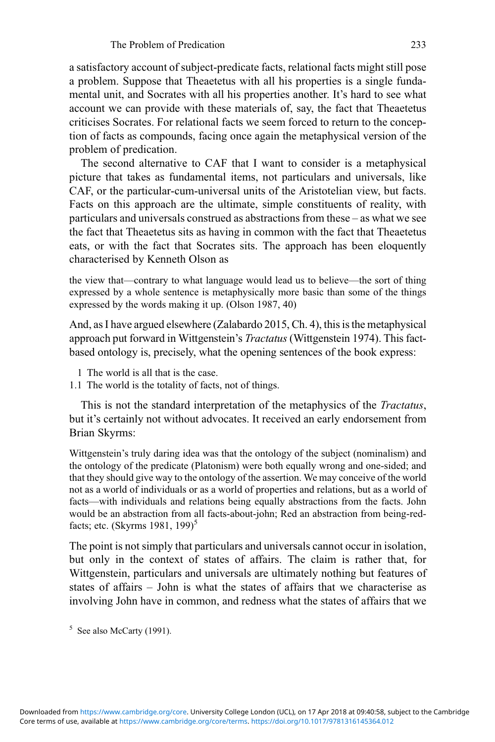a satisfactory account of subject-predicate facts, relational facts might still pose a problem. Suppose that Theaetetus with all his properties is a single fundamental unit, and Socrates with all his properties another. It's hard to see what account we can provide with these materials of, say, the fact that Theaetetus criticises Socrates. For relational facts we seem forced to return to the conception of facts as compounds, facing once again the metaphysical version of the problem of predication.

The second alternative to CAF that I want to consider is a metaphysical picture that takes as fundamental items, not particulars and universals, like CAF, or the particular-cum-universal units of the Aristotelian view, but facts. Facts on this approach are the ultimate, simple constituents of reality, with particulars and universals construed as abstractions from these – as what we see the fact that Theaetetus sits as having in common with the fact that Theaetetus eats, or with the fact that Socrates sits. The approach has been eloquently characterised by Kenneth Olson as

> the view that—contrary to what language would lead us to believe—the sort of thing expressed by a whole sentence is metaphysically more basic than some of the things expressed by the words making it up. (Olson 1987, 40)

And, as I have argued elsewhere (Zalabardo 2015, Ch. 4), this is the metaphysical approach put forward in Wittgenstein's *Tractatus* (Wittgenstein 1974). This fact-based ontology is, precisely, what the opening sentences of the book express:

1 The world is all that is the case.
1.1 The world is the totality of facts, not of things.

This is not the standard interpretation of the metaphysics of the *Tractatus*, but it's certainly not without advocates. It received an early endorsement from Brian Skyrms:

> Wittgenstein's truly daring idea was that the ontology of the subject (nominalism) and the ontology of the predicate (Platonism) were both equally wrong and one-sided; and that they should give way to the ontology of the assertion. We may conceive of the world not as a world of individuals or as a world of properties and relations, but as a world of facts—with individuals and relations being equally abstractions from the facts. John would be an abstraction from all facts-about-john; Red an abstraction from being-red-facts; etc. (Skyrms 1981, 199)[5]

The point is not simply that particulars and universals cannot occur in isolation, but only in the context of states of affairs. The claim is rather that, for Wittgenstein, particulars and universals are ultimately nothing but features of states of affairs – John is what the states of affairs that we characterise as involving John have in common, and redness what the states of affairs that we

[5] See also McCarty (1991).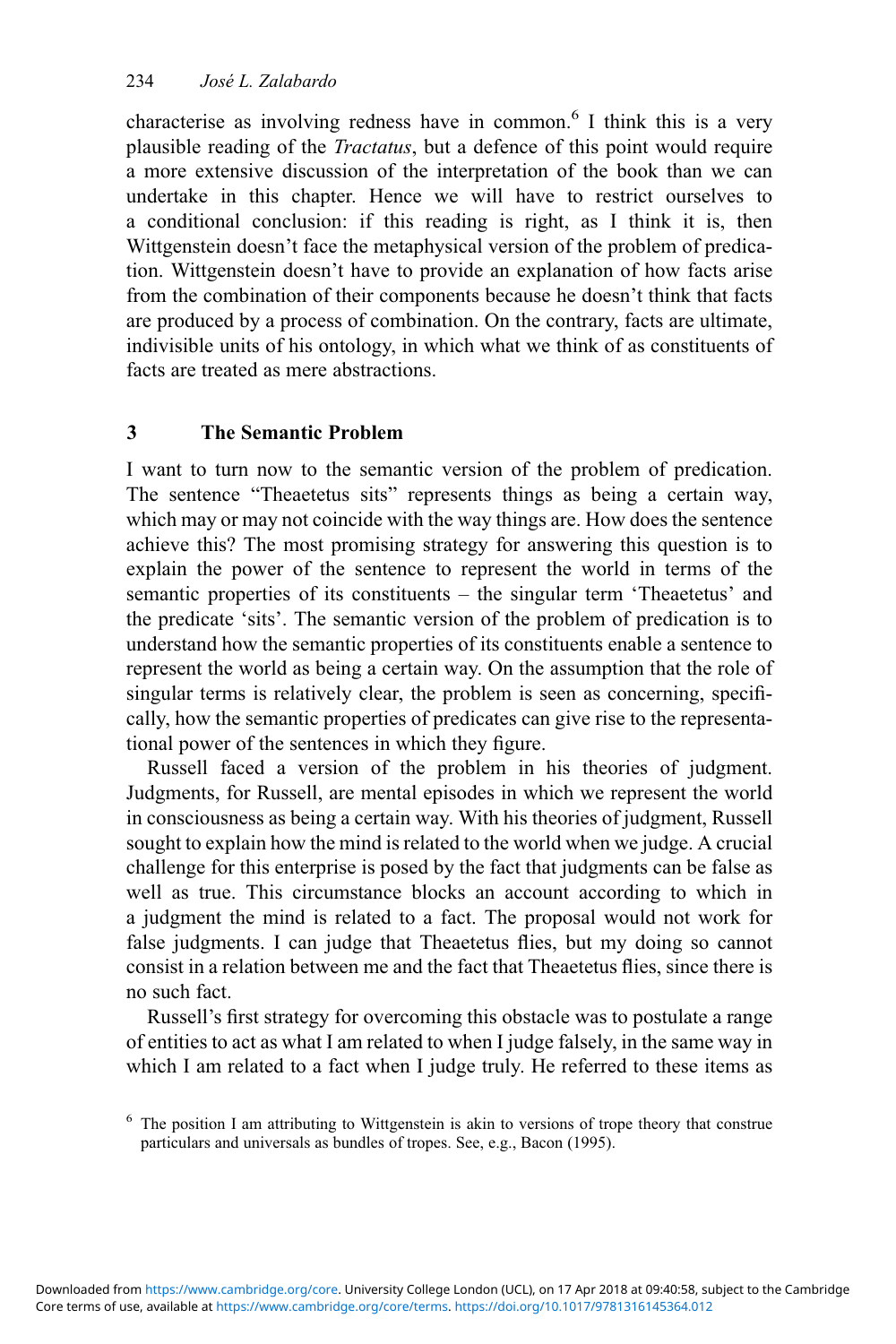characterise as involving redness have in common.[6] I think this is a very plausible reading of the *Tractatus*, but a defence of this point would require a more extensive discussion of the interpretation of the book than we can undertake in this chapter. Hence we will have to restrict ourselves to a conditional conclusion: if this reading is right, as I think it is, then Wittgenstein doesn't face the metaphysical version of the problem of predication. Wittgenstein doesn't have to provide an explanation of how facts arise from the combination of their components because he doesn't think that facts are produced by a process of combination. On the contrary, facts are ultimate, indivisible units of his ontology, in which what we think of as constituents of facts are treated as mere abstractions.

## 3 The Semantic Problem

I want to turn now to the semantic version of the problem of predication. The sentence "Theaetetus sits" represents things as being a certain way, which may or may not coincide with the way things are. How does the sentence achieve this? The most promising strategy for answering this question is to explain the power of the sentence to represent the world in terms of the semantic properties of its constituents – the singular term 'Theaetetus' and the predicate 'sits'. The semantic version of the problem of predication is to understand how the semantic properties of its constituents enable a sentence to represent the world as being a certain way. On the assumption that the role of singular terms is relatively clear, the problem is seen as concerning, specifically, how the semantic properties of predicates can give rise to the representational power of the sentences in which they figure.

Russell faced a version of the problem in his theories of judgment. Judgments, for Russell, are mental episodes in which we represent the world in consciousness as being a certain way. With his theories of judgment, Russell sought to explain how the mind is related to the world when we judge. A crucial challenge for this enterprise is posed by the fact that judgments can be false as well as true. This circumstance blocks an account according to which in a judgment the mind is related to a fact. The proposal would not work for false judgments. I can judge that Theaetetus flies, but my doing so cannot consist in a relation between me and the fact that Theaetetus flies, since there is no such fact.

Russell's first strategy for overcoming this obstacle was to postulate a range of entities to act as what I am related to when I judge falsely, in the same way in which I am related to a fact when I judge truly. He referred to these items as

[6] The position I am attributing to Wittgenstein is akin to versions of trope theory that construe particulars and universals as bundles of tropes. See, e.g., Bacon (1995).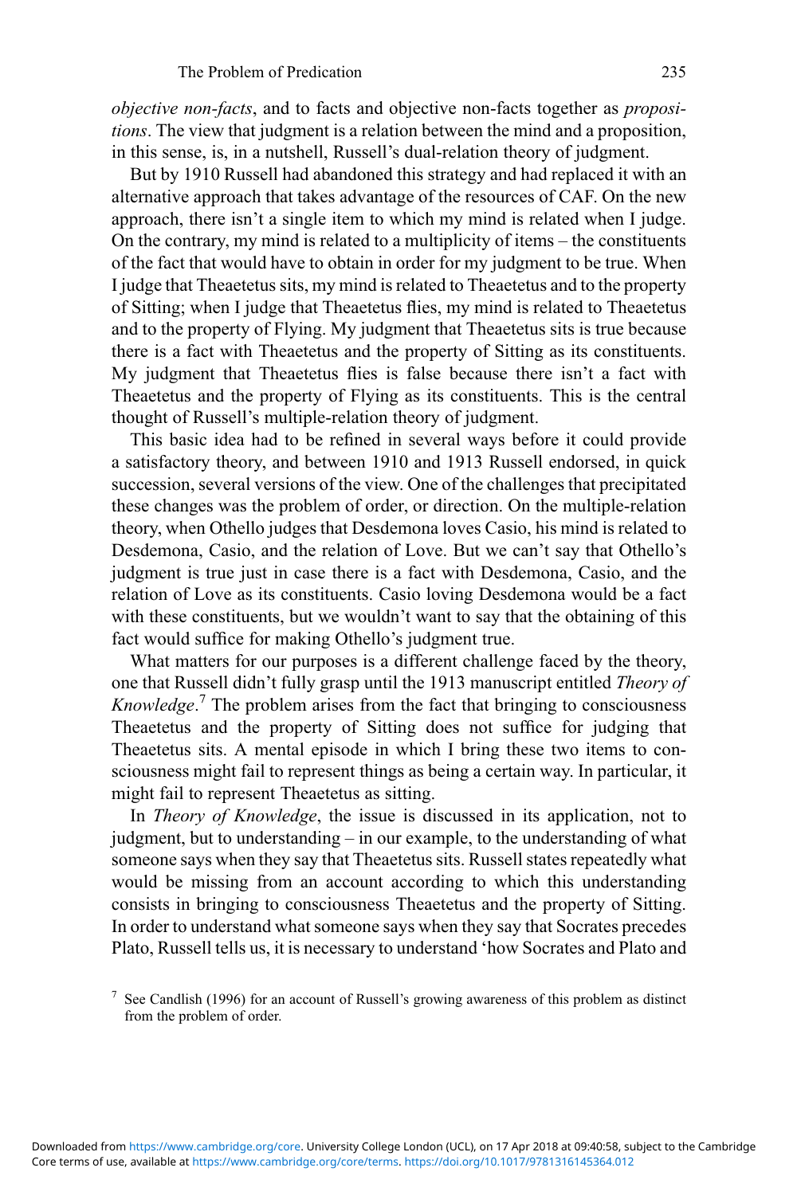*objective non-facts*, and to facts and objective non-facts together as *propositions*. The view that judgment is a relation between the mind and a proposition, in this sense, is, in a nutshell, Russell's dual-relation theory of judgment.

But by 1910 Russell had abandoned this strategy and had replaced it with an alternative approach that takes advantage of the resources of CAF. On the new approach, there isn't a single item to which my mind is related when I judge. On the contrary, my mind is related to a multiplicity of items – the constituents of the fact that would have to obtain in order for my judgment to be true. When I judge that Theaetetus sits, my mind is related to Theaetetus and to the property of Sitting; when I judge that Theaetetus flies, my mind is related to Theaetetus and to the property of Flying. My judgment that Theaetetus sits is true because there is a fact with Theaetetus and the property of Sitting as its constituents. My judgment that Theaetetus flies is false because there isn't a fact with Theaetetus and the property of Flying as its constituents. This is the central thought of Russell's multiple-relation theory of judgment.

This basic idea had to be refined in several ways before it could provide a satisfactory theory, and between 1910 and 1913 Russell endorsed, in quick succession, several versions of the view. One of the challenges that precipitated these changes was the problem of order, or direction. On the multiple-relation theory, when Othello judges that Desdemona loves Casio, his mind is related to Desdemona, Casio, and the relation of Love. But we can't say that Othello's judgment is true just in case there is a fact with Desdemona, Casio, and the relation of Love as its constituents. Casio loving Desdemona would be a fact with these constituents, but we wouldn't want to say that the obtaining of this fact would suffice for making Othello's judgment true.

What matters for our purposes is a different challenge faced by the theory, one that Russell didn't fully grasp until the 1913 manuscript entitled *Theory of Knowledge*.[7] The problem arises from the fact that bringing to consciousness Theaetetus and the property of Sitting does not suffice for judging that Theaetetus sits. A mental episode in which I bring these two items to consciousness might fail to represent things as being a certain way. In particular, it might fail to represent Theaetetus as sitting.

In *Theory of Knowledge*, the issue is discussed in its application, not to judgment, but to understanding – in our example, to the understanding of what someone says when they say that Theaetetus sits. Russell states repeatedly what would be missing from an account according to which this understanding consists in bringing to consciousness Theaetetus and the property of Sitting. In order to understand what someone says when they say that Socrates precedes Plato, Russell tells us, it is necessary to understand 'how Socrates and Plato and

[7] See Candlish (1996) for an account of Russell's growing awareness of this problem as distinct from the problem of order.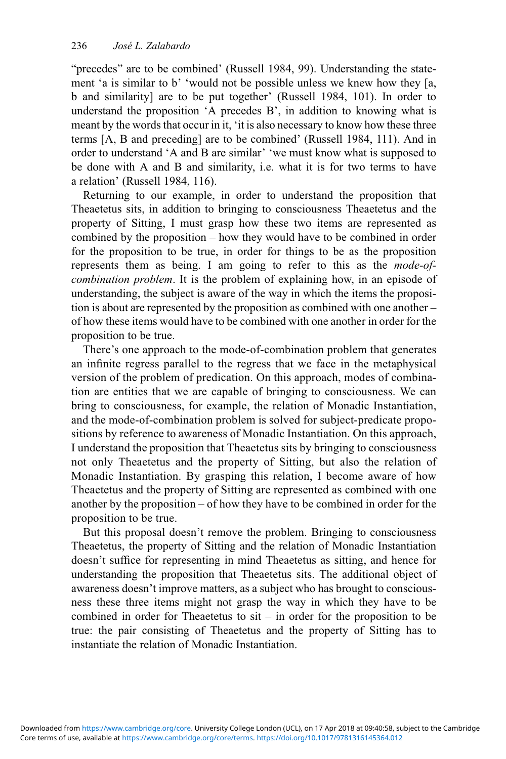"precedes" are to be combined' (Russell 1984, 99). Understanding the statement 'a is similar to b' 'would not be possible unless we knew how they [a, b and similarity] are to be put together' (Russell 1984, 101). In order to understand the proposition 'A precedes B', in addition to knowing what is meant by the words that occur in it, 'it is also necessary to know how these three terms [A, B and preceding] are to be combined' (Russell 1984, 111). And in order to understand 'A and B are similar' 'we must know what is supposed to be done with A and B and similarity, i.e. what it is for two terms to have a relation' (Russell 1984, 116).

Returning to our example, in order to understand the proposition that Theaetetus sits, in addition to bringing to consciousness Theaetetus and the property of Sitting, I must grasp how these two items are represented as combined by the proposition – how they would have to be combined in order for the proposition to be true, in order for things to be as the proposition represents them as being. I am going to refer to this as the *mode-of-combination problem*. It is the problem of explaining how, in an episode of understanding, the subject is aware of the way in which the items the proposition is about are represented by the proposition as combined with one another – of how these items would have to be combined with one another in order for the proposition to be true.

There's one approach to the mode-of-combination problem that generates an infinite regress parallel to the regress that we face in the metaphysical version of the problem of predication. On this approach, modes of combination are entities that we are capable of bringing to consciousness. We can bring to consciousness, for example, the relation of Monadic Instantiation, and the mode-of-combination problem is solved for subject-predicate propositions by reference to awareness of Monadic Instantiation. On this approach, I understand the proposition that Theaetetus sits by bringing to consciousness not only Theaetetus and the property of Sitting, but also the relation of Monadic Instantiation. By grasping this relation, I become aware of how Theaetetus and the property of Sitting are represented as combined with one another by the proposition – of how they have to be combined in order for the proposition to be true.

But this proposal doesn't remove the problem. Bringing to consciousness Theaetetus, the property of Sitting and the relation of Monadic Instantiation doesn't suffice for representing in mind Theaetetus as sitting, and hence for understanding the proposition that Theaetetus sits. The additional object of awareness doesn't improve matters, as a subject who has brought to consciousness these three items might not grasp the way in which they have to be combined in order for Theaetetus to sit – in order for the proposition to be true: the pair consisting of Theaetetus and the property of Sitting has to instantiate the relation of Monadic Instantiation.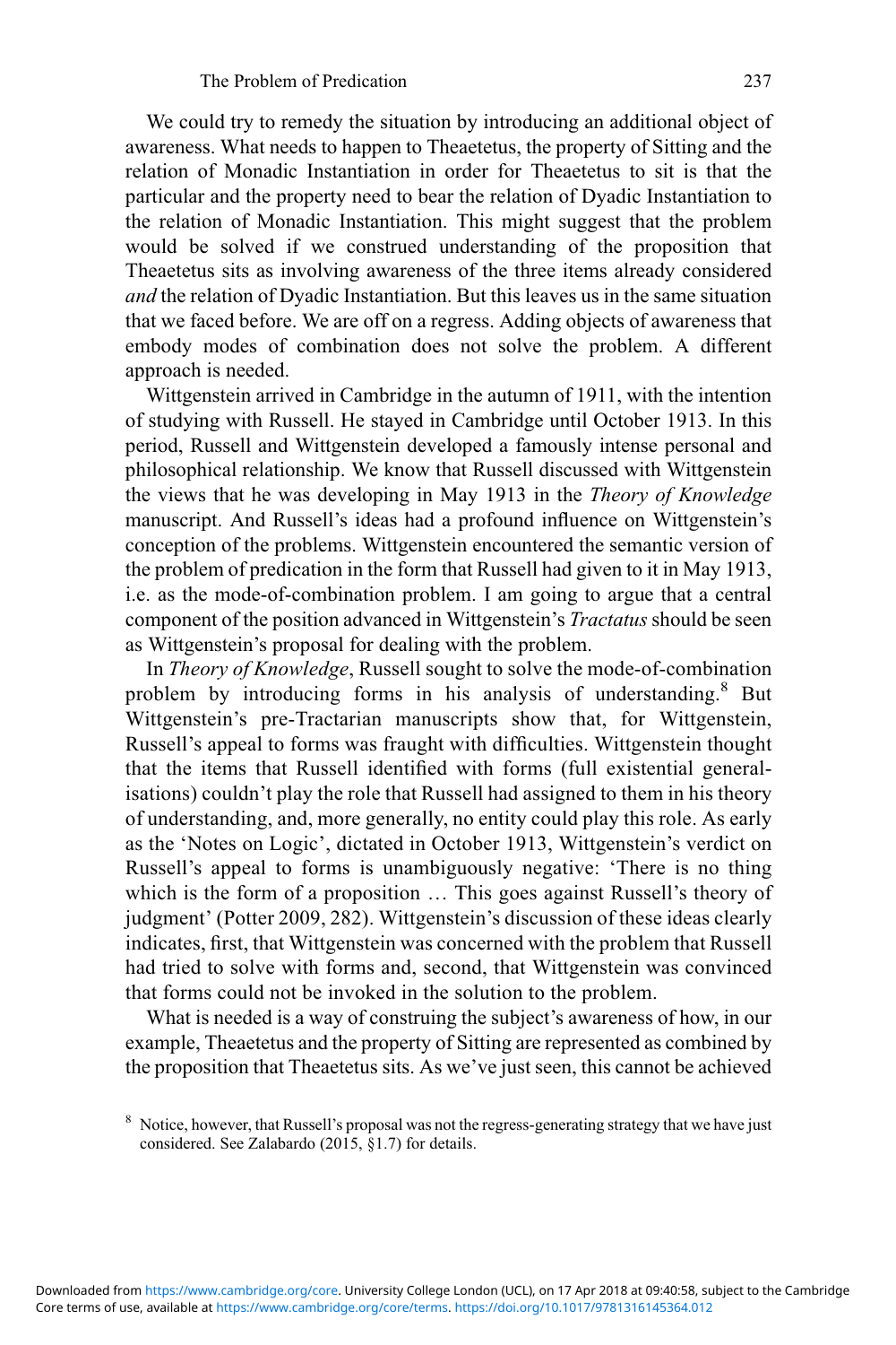We could try to remedy the situation by introducing an additional object of awareness. What needs to happen to Theaetetus, the property of Sitting and the relation of Monadic Instantiation in order for Theaetetus to sit is that the particular and the property need to bear the relation of Dyadic Instantiation to the relation of Monadic Instantiation. This might suggest that the problem would be solved if we construed understanding of the proposition that Theaetetus sits as involving awareness of the three items already considered *and* the relation of Dyadic Instantiation. But this leaves us in the same situation that we faced before. We are off on a regress. Adding objects of awareness that embody modes of combination does not solve the problem. A different approach is needed.

Wittgenstein arrived in Cambridge in the autumn of 1911, with the intention of studying with Russell. He stayed in Cambridge until October 1913. In this period, Russell and Wittgenstein developed a famously intense personal and philosophical relationship. We know that Russell discussed with Wittgenstein the views that he was developing in May 1913 in the *Theory of Knowledge* manuscript. And Russell's ideas had a profound influence on Wittgenstein's conception of the problems. Wittgenstein encountered the semantic version of the problem of predication in the form that Russell had given to it in May 1913, i.e. as the mode-of-combination problem. I am going to argue that a central component of the position advanced in Wittgenstein's *Tractatus* should be seen as Wittgenstein's proposal for dealing with the problem.

In *Theory of Knowledge*, Russell sought to solve the mode-of-combination problem by introducing forms in his analysis of understanding.[8] But Wittgenstein's pre-Tractarian manuscripts show that, for Wittgenstein, Russell's appeal to forms was fraught with difficulties. Wittgenstein thought that the items that Russell identified with forms (full existential generalisations) couldn't play the role that Russell had assigned to them in his theory of understanding, and, more generally, no entity could play this role. As early as the 'Notes on Logic', dictated in October 1913, Wittgenstein's verdict on Russell's appeal to forms is unambiguously negative: 'There is no thing which is the form of a proposition … This goes against Russell's theory of judgment' (Potter 2009, 282). Wittgenstein's discussion of these ideas clearly indicates, first, that Wittgenstein was concerned with the problem that Russell had tried to solve with forms and, second, that Wittgenstein was convinced that forms could not be invoked in the solution to the problem.

What is needed is a way of construing the subject's awareness of how, in our example, Theaetetus and the property of Sitting are represented as combined by the proposition that Theaetetus sits. As we've just seen, this cannot be achieved

[8] Notice, however, that Russell's proposal was not the regress-generating strategy that we have just considered. See Zalabardo (2015, §1.7) for details.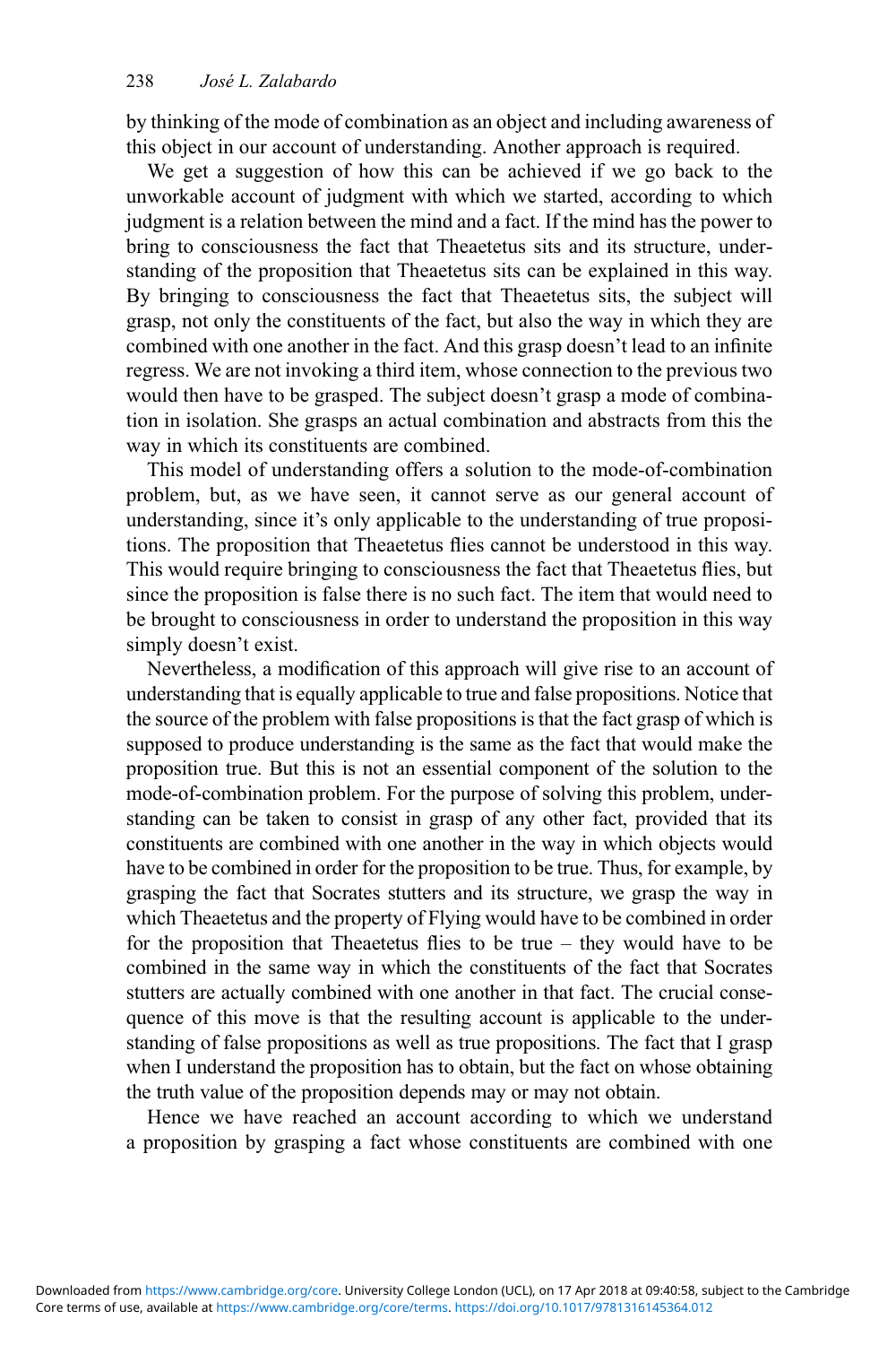by thinking of the mode of combination as an object and including awareness of this object in our account of understanding. Another approach is required.

We get a suggestion of how this can be achieved if we go back to the unworkable account of judgment with which we started, according to which judgment is a relation between the mind and a fact. If the mind has the power to bring to consciousness the fact that Theaetetus sits and its structure, understanding of the proposition that Theaetetus sits can be explained in this way. By bringing to consciousness the fact that Theaetetus sits, the subject will grasp, not only the constituents of the fact, but also the way in which they are combined with one another in the fact. And this grasp doesn't lead to an infinite regress. We are not invoking a third item, whose connection to the previous two would then have to be grasped. The subject doesn't grasp a mode of combination in isolation. She grasps an actual combination and abstracts from this the way in which its constituents are combined.

This model of understanding offers a solution to the mode-of-combination problem, but, as we have seen, it cannot serve as our general account of understanding, since it's only applicable to the understanding of true propositions. The proposition that Theaetetus flies cannot be understood in this way. This would require bringing to consciousness the fact that Theaetetus flies, but since the proposition is false there is no such fact. The item that would need to be brought to consciousness in order to understand the proposition in this way simply doesn't exist.

Nevertheless, a modification of this approach will give rise to an account of understanding that is equally applicable to true and false propositions. Notice that the source of the problem with false propositions is that the fact grasp of which is supposed to produce understanding is the same as the fact that would make the proposition true. But this is not an essential component of the solution to the mode-of-combination problem. For the purpose of solving this problem, understanding can be taken to consist in grasp of any other fact, provided that its constituents are combined with one another in the way in which objects would have to be combined in order for the proposition to be true. Thus, for example, by grasping the fact that Socrates stutters and its structure, we grasp the way in which Theaetetus and the property of Flying would have to be combined in order for the proposition that Theaetetus flies to be true – they would have to be combined in the same way in which the constituents of the fact that Socrates stutters are actually combined with one another in that fact. The crucial consequence of this move is that the resulting account is applicable to the understanding of false propositions as well as true propositions. The fact that I grasp when I understand the proposition has to obtain, but the fact on whose obtaining the truth value of the proposition depends may or may not obtain.

Hence we have reached an account according to which we understand a proposition by grasping a fact whose constituents are combined with one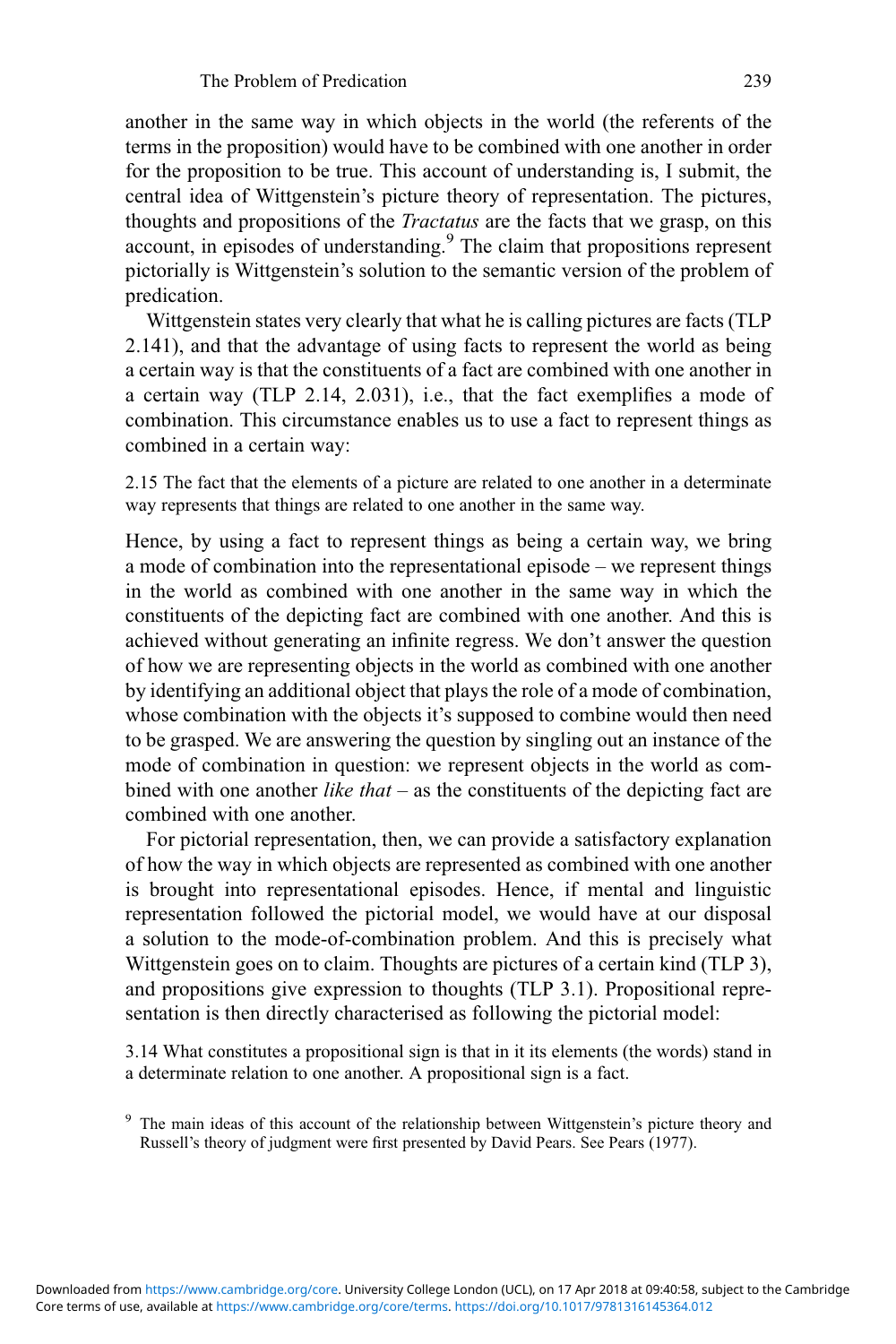another in the same way in which objects in the world (the referents of the terms in the proposition) would have to be combined with one another in order for the proposition to be true. This account of understanding is, I submit, the central idea of Wittgenstein's picture theory of representation. The pictures, thoughts and propositions of the *Tractatus* are the facts that we grasp, on this account, in episodes of understanding.[9] The claim that propositions represent pictorially is Wittgenstein's solution to the semantic version of the problem of predication.

Wittgenstein states very clearly that what he is calling pictures are facts (TLP 2.141), and that the advantage of using facts to represent the world as being a certain way is that the constituents of a fact are combined with one another in a certain way (TLP 2.14, 2.031), i.e., that the fact exemplifies a mode of combination. This circumstance enables us to use a fact to represent things as combined in a certain way:

> 2.15 The fact that the elements of a picture are related to one another in a determinate way represents that things are related to one another in the same way.

Hence, by using a fact to represent things as being a certain way, we bring a mode of combination into the representational episode – we represent things in the world as combined with one another in the same way in which the constituents of the depicting fact are combined with one another. And this is achieved without generating an infinite regress. We don't answer the question of how we are representing objects in the world as combined with one another by identifying an additional object that plays the role of a mode of combination, whose combination with the objects it's supposed to combine would then need to be grasped. We are answering the question by singling out an instance of the mode of combination in question: we represent objects in the world as combined with one another *like that* – as the constituents of the depicting fact are combined with one another.

For pictorial representation, then, we can provide a satisfactory explanation of how the way in which objects are represented as combined with one another is brought into representational episodes. Hence, if mental and linguistic representation followed the pictorial model, we would have at our disposal a solution to the mode-of-combination problem. And this is precisely what Wittgenstein goes on to claim. Thoughts are pictures of a certain kind (TLP 3), and propositions give expression to thoughts (TLP 3.1). Propositional representation is then directly characterised as following the pictorial model:

> 3.14 What constitutes a propositional sign is that in it its elements (the words) stand in a determinate relation to one another. A propositional sign is a fact.

[9] The main ideas of this account of the relationship between Wittgenstein's picture theory and Russell's theory of judgment were first presented by David Pears. See Pears (1977).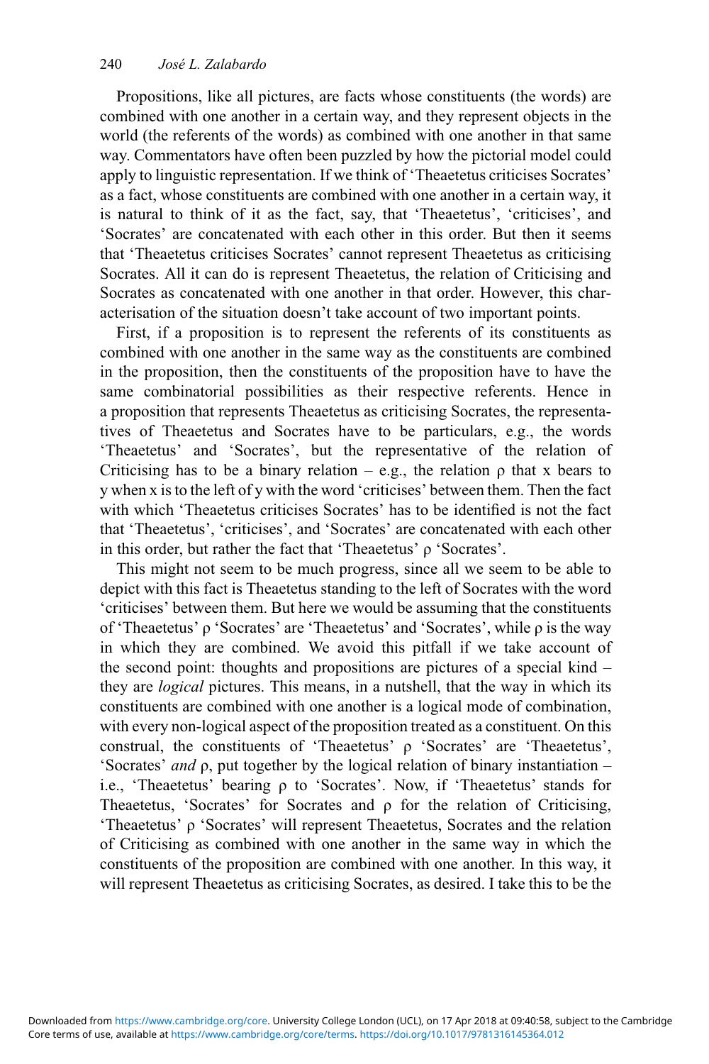Propositions, like all pictures, are facts whose constituents (the words) are combined with one another in a certain way, and they represent objects in the world (the referents of the words) as combined with one another in that same way. Commentators have often been puzzled by how the pictorial model could apply to linguistic representation. If we think of 'Theaetetus criticises Socrates' as a fact, whose constituents are combined with one another in a certain way, it is natural to think of it as the fact, say, that 'Theaetetus', 'criticises', and 'Socrates' are concatenated with each other in this order. But then it seems that 'Theaetetus criticises Socrates' cannot represent Theaetetus as criticising Socrates. All it can do is represent Theaetetus, the relation of Criticising and Socrates as concatenated with one another in that order. However, this characterisation of the situation doesn't take account of two important points.

First, if a proposition is to represent the referents of its constituents as combined with one another in the same way as the constituents are combined in the proposition, then the constituents of the proposition have to have the same combinatorial possibilities as their respective referents. Hence in a proposition that represents Theaetetus as criticising Socrates, the representatives of Theaetetus and Socrates have to be particulars, e.g., the words 'Theaetetus' and 'Socrates', but the representative of the relation of Criticising has to be a binary relation – e.g., the relation ρ that x bears to y when x is to the left of y with the word 'criticises' between them. Then the fact with which 'Theaetetus criticises Socrates' has to be identified is not the fact that 'Theaetetus', 'criticises', and 'Socrates' are concatenated with each other in this order, but rather the fact that 'Theaetetus' ρ 'Socrates'.

This might not seem to be much progress, since all we seem to be able to depict with this fact is Theaetetus standing to the left of Socrates with the word 'criticises' between them. But here we would be assuming that the constituents of 'Theaetetus' ρ 'Socrates' are 'Theaetetus' and 'Socrates', while ρ is the way in which they are combined. We avoid this pitfall if we take account of the second point: thoughts and propositions are pictures of a special kind – they are *logical* pictures. This means, in a nutshell, that the way in which its constituents are combined with one another is a logical mode of combination, with every non-logical aspect of the proposition treated as a constituent. On this construal, the constituents of 'Theaetetus' ρ 'Socrates' are 'Theaetetus', 'Socrates' *and* ρ, put together by the logical relation of binary instantiation – i.e., 'Theaetetus' bearing ρ to 'Socrates'. Now, if 'Theaetetus' stands for Theaetetus, 'Socrates' for Socrates and ρ for the relation of Criticising, 'Theaetetus' ρ 'Socrates' will represent Theaetetus, Socrates and the relation of Criticising as combined with one another in the same way in which the constituents of the proposition are combined with one another. In this way, it will represent Theaetetus as criticising Socrates, as desired. I take this to be the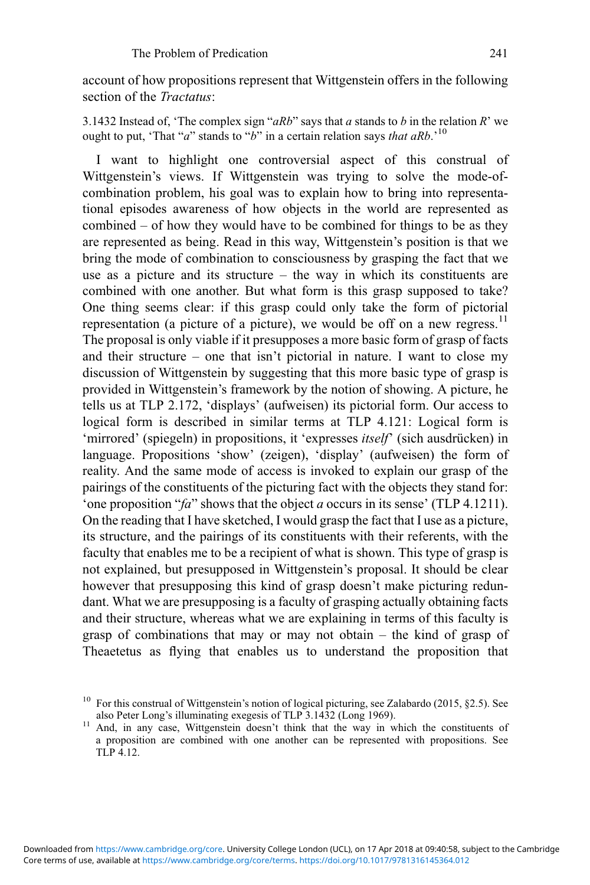account of how propositions represent that Wittgenstein offers in the following section of the *Tractatus*:

> 3.1432 Instead of, 'The complex sign "*aRb*" says that *a* stands to *b* in the relation *R*' we ought to put, 'That "*a*" stands to "*b*" in a certain relation says *that aRb*.'[10]

I want to highlight one controversial aspect of this construal of Wittgenstein's views. If Wittgenstein was trying to solve the mode-of-combination problem, his goal was to explain how to bring into representational episodes awareness of how objects in the world are represented as combined – of how they would have to be combined for things to be as they are represented as being. Read in this way, Wittgenstein's position is that we bring the mode of combination to consciousness by grasping the fact that we use as a picture and its structure – the way in which its constituents are combined with one another. But what form is this grasp supposed to take? One thing seems clear: if this grasp could only take the form of pictorial representation (a picture of a picture), we would be off on a new regress.[11] The proposal is only viable if it presupposes a more basic form of grasp of facts and their structure – one that isn't pictorial in nature. I want to close my discussion of Wittgenstein by suggesting that this more basic type of grasp is provided in Wittgenstein's framework by the notion of showing. A picture, he tells us at TLP 2.172, 'displays' (aufweisen) its pictorial form. Our access to logical form is described in similar terms at TLP 4.121: Logical form is 'mirrored' (spiegeln) in propositions, it 'expresses *itself*' (sich ausdrücken) in language. Propositions 'show' (zeigen), 'display' (aufweisen) the form of reality. And the same mode of access is invoked to explain our grasp of the pairings of the constituents of the picturing fact with the objects they stand for: 'one proposition "*fa*" shows that the object *a* occurs in its sense' (TLP 4.1211). On the reading that I have sketched, I would grasp the fact that I use as a picture, its structure, and the pairings of its constituents with their referents, with the faculty that enables me to be a recipient of what is shown. This type of grasp is not explained, but presupposed in Wittgenstein's proposal. It should be clear however that presupposing this kind of grasp doesn't make picturing redundant. What we are presupposing is a faculty of grasping actually obtaining facts and their structure, whereas what we are explaining in terms of this faculty is grasp of combinations that may or may not obtain – the kind of grasp of Theaetetus as flying that enables us to understand the proposition that

[10] For this construal of Wittgenstein's notion of logical picturing, see Zalabardo (2015, §2.5). See also Peter Long's illuminating exegesis of TLP 3.1432 (Long 1969).

[11] And, in any case, Wittgenstein doesn't think that the way in which the constituents of a proposition are combined with one another can be represented with propositions. See TLP 4.12.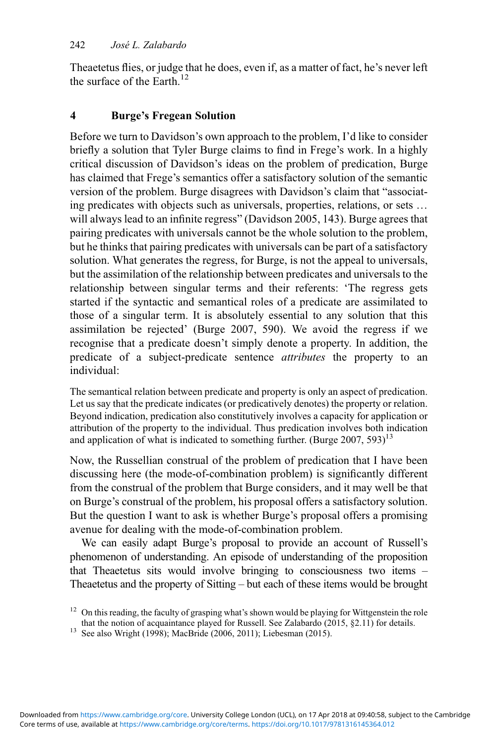Theaetetus flies, or judge that he does, even if, as a matter of fact, he's never left the surface of the Earth.[12]

## 4 Burge's Fregean Solution

Before we turn to Davidson's own approach to the problem, I'd like to consider briefly a solution that Tyler Burge claims to find in Frege's work. In a highly critical discussion of Davidson's ideas on the problem of predication, Burge has claimed that Frege's semantics offer a satisfactory solution of the semantic version of the problem. Burge disagrees with Davidson's claim that "associating predicates with objects such as universals, properties, relations, or sets … will always lead to an infinite regress" (Davidson 2005, 143). Burge agrees that pairing predicates with universals cannot be the whole solution to the problem, but he thinks that pairing predicates with universals can be part of a satisfactory solution. What generates the regress, for Burge, is not the appeal to universals, but the assimilation of the relationship between predicates and universals to the relationship between singular terms and their referents: 'The regress gets started if the syntactic and semantical roles of a predicate are assimilated to those of a singular term. It is absolutely essential to any solution that this assimilation be rejected' (Burge 2007, 590). We avoid the regress if we recognise that a predicate doesn't simply denote a property. In addition, the predicate of a subject-predicate sentence *attributes* the property to an individual:

> The semantical relation between predicate and property is only an aspect of predication. Let us say that the predicate indicates (or predicatively denotes) the property or relation. Beyond indication, predication also constitutively involves a capacity for application or attribution of the property to the individual. Thus predication involves both indication and application of what is indicated to something further. (Burge 2007, 593)[13]

Now, the Russellian construal of the problem of predication that I have been discussing here (the mode-of-combination problem) is significantly different from the construal of the problem that Burge considers, and it may well be that on Burge's construal of the problem, his proposal offers a satisfactory solution. But the question I want to ask is whether Burge's proposal offers a promising avenue for dealing with the mode-of-combination problem.

We can easily adapt Burge's proposal to provide an account of Russell's phenomenon of understanding. An episode of understanding of the proposition that Theaetetus sits would involve bringing to consciousness two items – Theaetetus and the property of Sitting – but each of these items would be brought

[12] On this reading, the faculty of grasping what's shown would be playing for Wittgenstein the role that the notion of acquaintance played for Russell. See Zalabardo (2015, §2.11) for details.

[13] See also Wright (1998); MacBride (2006, 2011); Liebesman (2015).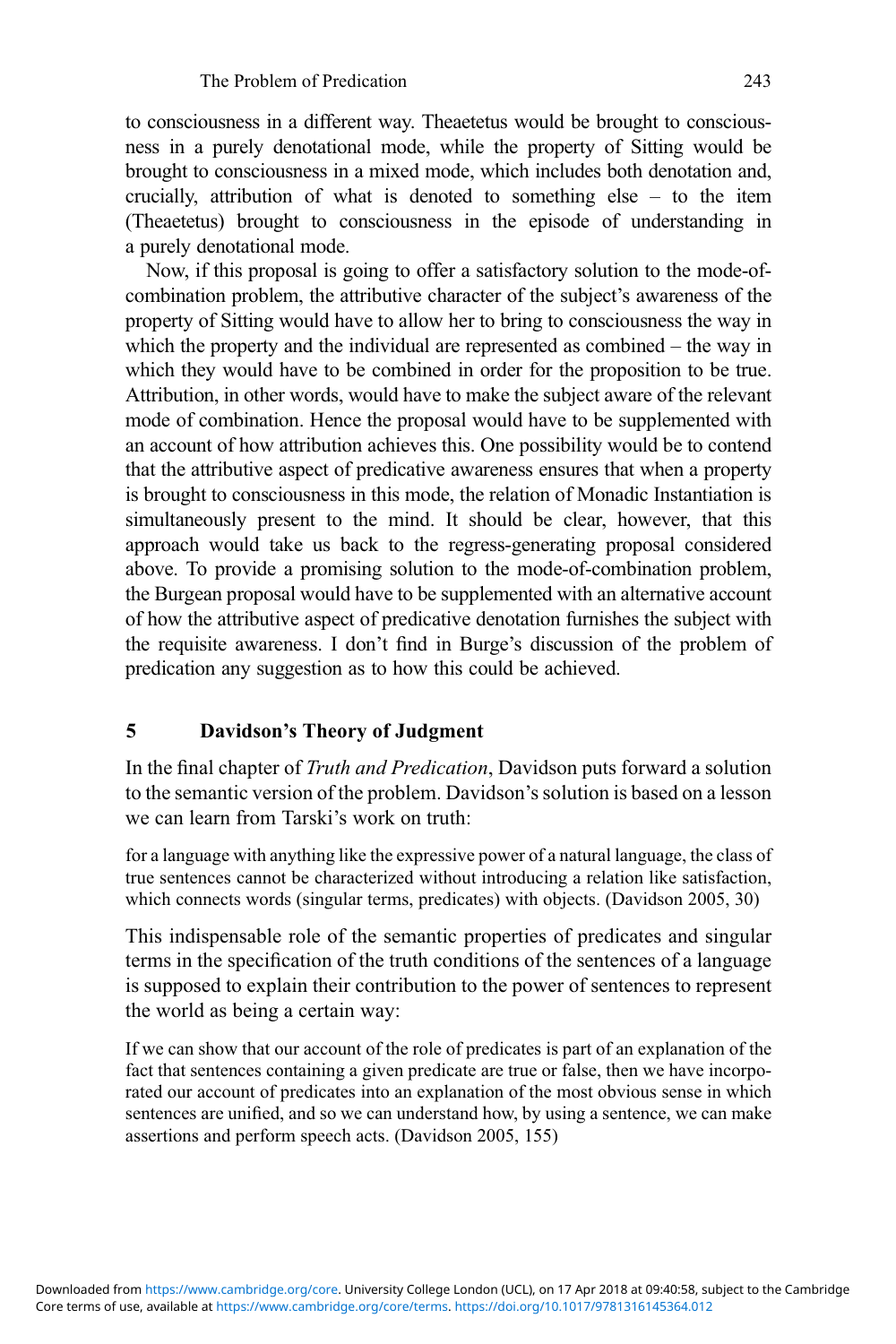to consciousness in a different way. Theaetetus would be brought to consciousness in a purely denotational mode, while the property of Sitting would be brought to consciousness in a mixed mode, which includes both denotation and, crucially, attribution of what is denoted to something else – to the item (Theaetetus) brought to consciousness in the episode of understanding in a purely denotational mode.

Now, if this proposal is going to offer a satisfactory solution to the mode-of-combination problem, the attributive character of the subject's awareness of the property of Sitting would have to allow her to bring to consciousness the way in which the property and the individual are represented as combined – the way in which they would have to be combined in order for the proposition to be true. Attribution, in other words, would have to make the subject aware of the relevant mode of combination. Hence the proposal would have to be supplemented with an account of how attribution achieves this. One possibility would be to contend that the attributive aspect of predicative awareness ensures that when a property is brought to consciousness in this mode, the relation of Monadic Instantiation is simultaneously present to the mind. It should be clear, however, that this approach would take us back to the regress-generating proposal considered above. To provide a promising solution to the mode-of-combination problem, the Burgean proposal would have to be supplemented with an alternative account of how the attributive aspect of predicative denotation furnishes the subject with the requisite awareness. I don't find in Burge's discussion of the problem of predication any suggestion as to how this could be achieved.

## 5 Davidson's Theory of Judgment

In the final chapter of *Truth and Predication*, Davidson puts forward a solution to the semantic version of the problem. Davidson's solution is based on a lesson we can learn from Tarski's work on truth:

> for a language with anything like the expressive power of a natural language, the class of true sentences cannot be characterized without introducing a relation like satisfaction, which connects words (singular terms, predicates) with objects. (Davidson 2005, 30)

This indispensable role of the semantic properties of predicates and singular terms in the specification of the truth conditions of the sentences of a language is supposed to explain their contribution to the power of sentences to represent the world as being a certain way:

> If we can show that our account of the role of predicates is part of an explanation of the fact that sentences containing a given predicate are true or false, then we have incorporated our account of predicates into an explanation of the most obvious sense in which sentences are unified, and so we can understand how, by using a sentence, we can make assertions and perform speech acts. (Davidson 2005, 155)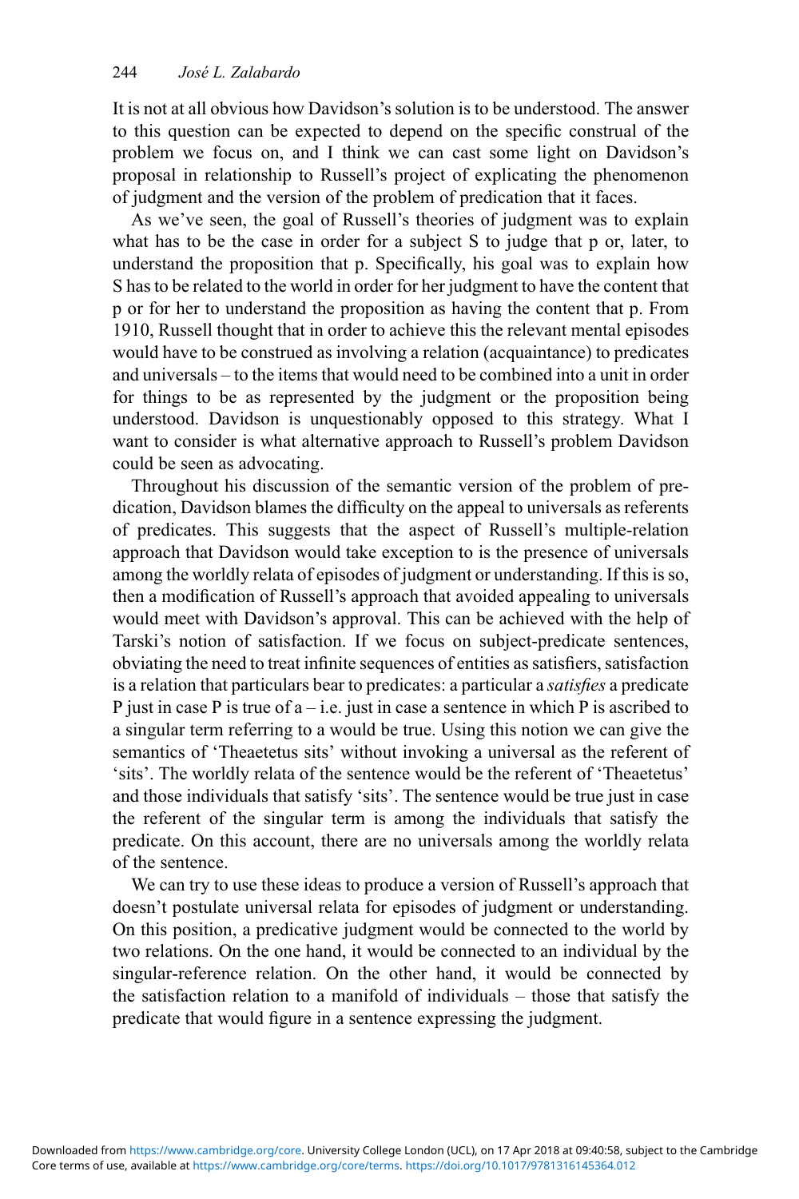It is not at all obvious how Davidson's solution is to be understood. The answer to this question can be expected to depend on the specific construal of the problem we focus on, and I think we can cast some light on Davidson's proposal in relationship to Russell's project of explicating the phenomenon of judgment and the version of the problem of predication that it faces.

As we've seen, the goal of Russell's theories of judgment was to explain what has to be the case in order for a subject S to judge that p or, later, to understand the proposition that p. Specifically, his goal was to explain how S has to be related to the world in order for her judgment to have the content that p or for her to understand the proposition as having the content that p. From 1910, Russell thought that in order to achieve this the relevant mental episodes would have to be construed as involving a relation (acquaintance) to predicates and universals – to the items that would need to be combined into a unit in order for things to be as represented by the judgment or the proposition being understood. Davidson is unquestionably opposed to this strategy. What I want to consider is what alternative approach to Russell's problem Davidson could be seen as advocating.

Throughout his discussion of the semantic version of the problem of predication, Davidson blames the difficulty on the appeal to universals as referents of predicates. This suggests that the aspect of Russell's multiple-relation approach that Davidson would take exception to is the presence of universals among the worldly relata of episodes of judgment or understanding. If this is so, then a modification of Russell's approach that avoided appealing to universals would meet with Davidson's approval. This can be achieved with the help of Tarski's notion of satisfaction. If we focus on subject-predicate sentences, obviating the need to treat infinite sequences of entities as satisfiers, satisfaction is a relation that particulars bear to predicates: a particular a *satisfies* a predicate P just in case P is true of a – i.e. just in case a sentence in which P is ascribed to a singular term referring to a would be true. Using this notion we can give the semantics of 'Theaetetus sits' without invoking a universal as the referent of 'sits'. The worldly relata of the sentence would be the referent of 'Theaetetus' and those individuals that satisfy 'sits'. The sentence would be true just in case the referent of the singular term is among the individuals that satisfy the predicate. On this account, there are no universals among the worldly relata of the sentence.

We can try to use these ideas to produce a version of Russell's approach that doesn't postulate universal relata for episodes of judgment or understanding. On this position, a predicative judgment would be connected to the world by two relations. On the one hand, it would be connected to an individual by the singular-reference relation. On the other hand, it would be connected by the satisfaction relation to a manifold of individuals – those that satisfy the predicate that would figure in a sentence expressing the judgment.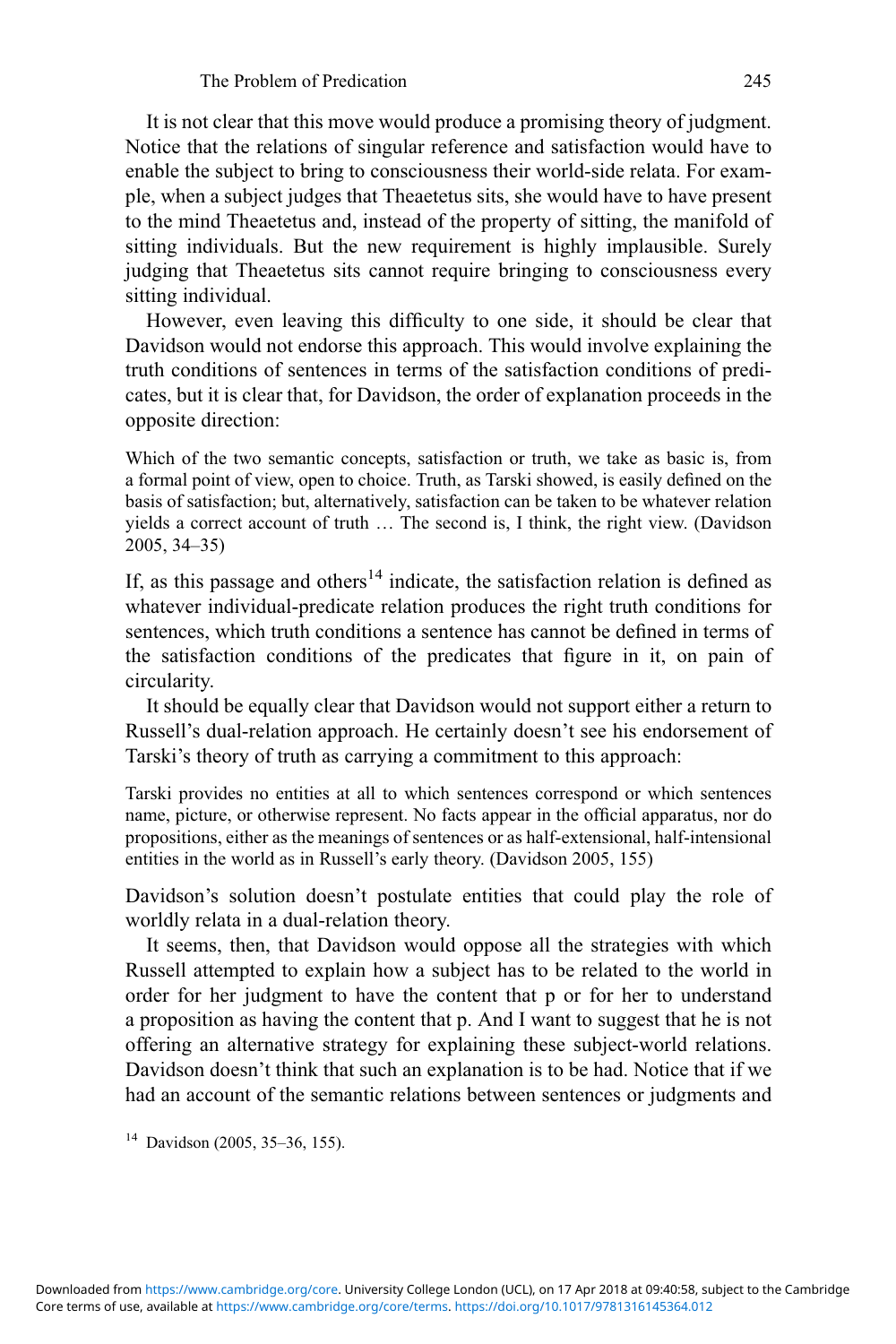It is not clear that this move would produce a promising theory of judgment. Notice that the relations of singular reference and satisfaction would have to enable the subject to bring to consciousness their world-side relata. For example, when a subject judges that Theaetetus sits, she would have to have present to the mind Theaetetus and, instead of the property of sitting, the manifold of sitting individuals. But the new requirement is highly implausible. Surely judging that Theaetetus sits cannot require bringing to consciousness every sitting individual.

However, even leaving this difficulty to one side, it should be clear that Davidson would not endorse this approach. This would involve explaining the truth conditions of sentences in terms of the satisfaction conditions of predicates, but it is clear that, for Davidson, the order of explanation proceeds in the opposite direction:

> Which of the two semantic concepts, satisfaction or truth, we take as basic is, from a formal point of view, open to choice. Truth, as Tarski showed, is easily defined on the basis of satisfaction; but, alternatively, satisfaction can be taken to be whatever relation yields a correct account of truth … The second is, I think, the right view. (Davidson 2005, 34–35)

If, as this passage and others[14] indicate, the satisfaction relation is defined as whatever individual-predicate relation produces the right truth conditions for sentences, which truth conditions a sentence has cannot be defined in terms of the satisfaction conditions of the predicates that figure in it, on pain of circularity.

It should be equally clear that Davidson would not support either a return to Russell's dual-relation approach. He certainly doesn't see his endorsement of Tarski's theory of truth as carrying a commitment to this approach:

> Tarski provides no entities at all to which sentences correspond or which sentences name, picture, or otherwise represent. No facts appear in the official apparatus, nor do propositions, either as the meanings of sentences or as half-extensional, half-intensional entities in the world as in Russell's early theory. (Davidson 2005, 155)

Davidson's solution doesn't postulate entities that could play the role of worldly relata in a dual-relation theory.

It seems, then, that Davidson would oppose all the strategies with which Russell attempted to explain how a subject has to be related to the world in order for her judgment to have the content that p or for her to understand a proposition as having the content that p. And I want to suggest that he is not offering an alternative strategy for explaining these subject-world relations. Davidson doesn't think that such an explanation is to be had. Notice that if we had an account of the semantic relations between sentences or judgments and

[14] Davidson (2005, 35–36, 155).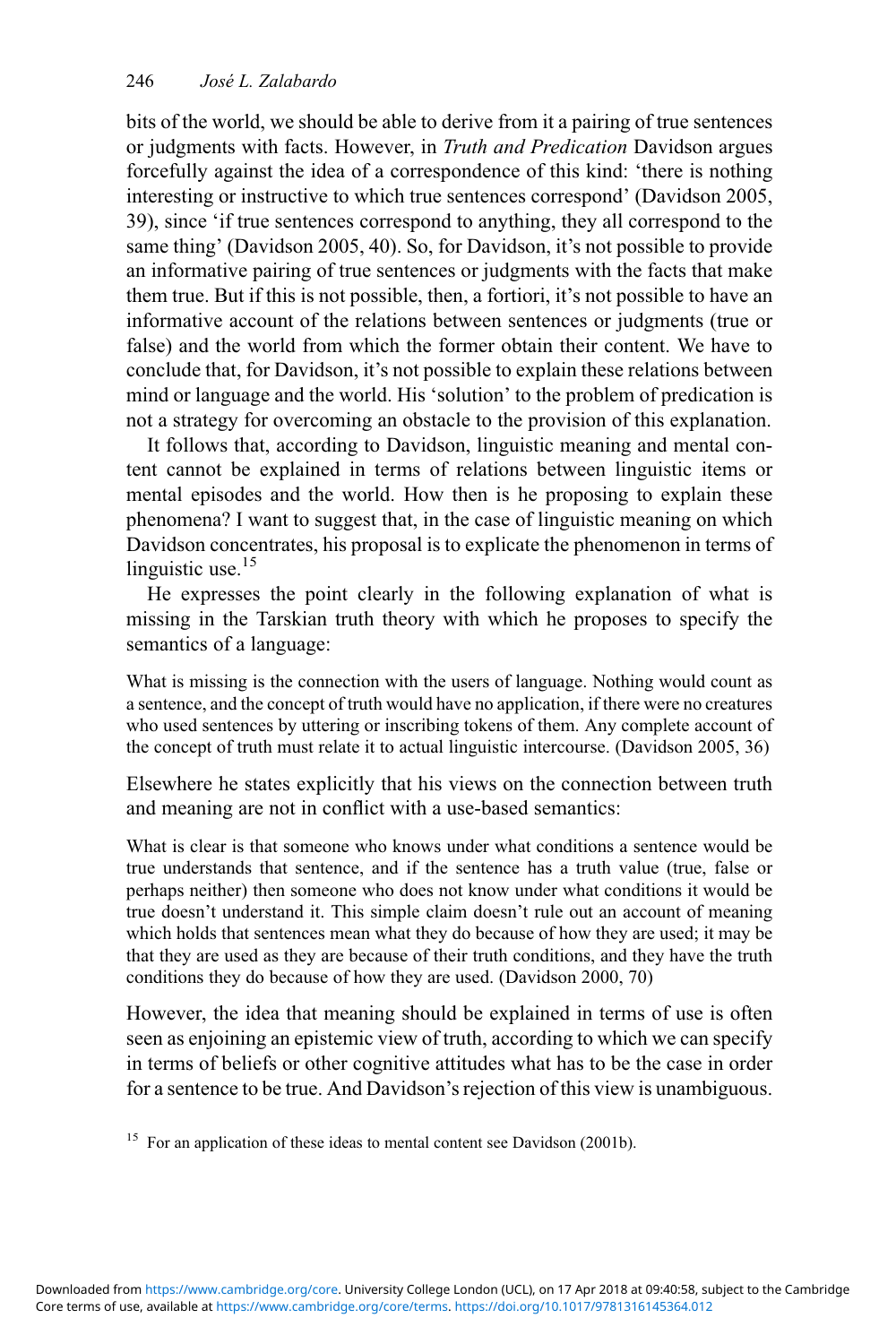bits of the world, we should be able to derive from it a pairing of true sentences or judgments with facts. However, in *Truth and Predication* Davidson argues forcefully against the idea of a correspondence of this kind: 'there is nothing interesting or instructive to which true sentences correspond' (Davidson 2005, 39), since 'if true sentences correspond to anything, they all correspond to the same thing' (Davidson 2005, 40). So, for Davidson, it's not possible to provide an informative pairing of true sentences or judgments with the facts that make them true. But if this is not possible, then, a fortiori, it's not possible to have an informative account of the relations between sentences or judgments (true or false) and the world from which the former obtain their content. We have to conclude that, for Davidson, it's not possible to explain these relations between mind or language and the world. His 'solution' to the problem of predication is not a strategy for overcoming an obstacle to the provision of this explanation.

It follows that, according to Davidson, linguistic meaning and mental content cannot be explained in terms of relations between linguistic items or mental episodes and the world. How then is he proposing to explain these phenomena? I want to suggest that, in the case of linguistic meaning on which Davidson concentrates, his proposal is to explicate the phenomenon in terms of linguistic use.[15]

He expresses the point clearly in the following explanation of what is missing in the Tarskian truth theory with which he proposes to specify the semantics of a language:

> What is missing is the connection with the users of language. Nothing would count as a sentence, and the concept of truth would have no application, if there were no creatures who used sentences by uttering or inscribing tokens of them. Any complete account of the concept of truth must relate it to actual linguistic intercourse. (Davidson 2005, 36)

Elsewhere he states explicitly that his views on the connection between truth and meaning are not in conflict with a use-based semantics:

> What is clear is that someone who knows under what conditions a sentence would be true understands that sentence, and if the sentence has a truth value (true, false or perhaps neither) then someone who does not know under what conditions it would be true doesn't understand it. This simple claim doesn't rule out an account of meaning which holds that sentences mean what they do because of how they are used; it may be that they are used as they are because of their truth conditions, and they have the truth conditions they do because of how they are used. (Davidson 2000, 70)

However, the idea that meaning should be explained in terms of use is often seen as enjoining an epistemic view of truth, according to which we can specify in terms of beliefs or other cognitive attitudes what has to be the case in order for a sentence to be true. And Davidson's rejection of this view is unambiguous.

[15] For an application of these ideas to mental content see Davidson (2001b).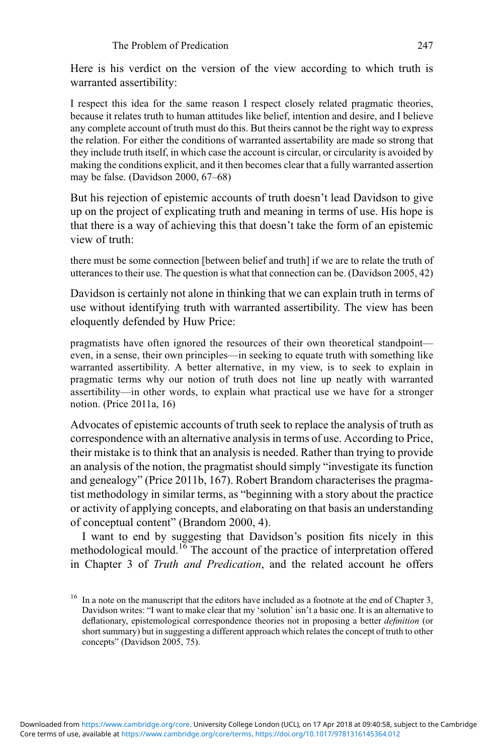Here is his verdict on the version of the view according to which truth is warranted assertibility:

> I respect this idea for the same reason I respect closely related pragmatic theories, because it relates truth to human attitudes like belief, intention and desire, and I believe any complete account of truth must do this. But theirs cannot be the right way to express the relation. For either the conditions of warranted assertability are made so strong that they include truth itself, in which case the account is circular, or circularity is avoided by making the conditions explicit, and it then becomes clear that a fully warranted assertion may be false. (Davidson 2000, 67–68)

But his rejection of epistemic accounts of truth doesn't lead Davidson to give up on the project of explicating truth and meaning in terms of use. His hope is that there is a way of achieving this that doesn't take the form of an epistemic view of truth:

> there must be some connection [between belief and truth] if we are to relate the truth of utterances to their use. The question is what that connection can be. (Davidson 2005, 42)

Davidson is certainly not alone in thinking that we can explain truth in terms of use without identifying truth with warranted assertibility. The view has been eloquently defended by Huw Price:

> pragmatists have often ignored the resources of their own theoretical standpoint—even, in a sense, their own principles—in seeking to equate truth with something like warranted assertibility. A better alternative, in my view, is to seek to explain in pragmatic terms why our notion of truth does not line up neatly with warranted assertibility—in other words, to explain what practical use we have for a stronger notion. (Price 2011a, 16)

Advocates of epistemic accounts of truth seek to replace the analysis of truth as correspondence with an alternative analysis in terms of use. According to Price, their mistake is to think that an analysis is needed. Rather than trying to provide an analysis of the notion, the pragmatist should simply "investigate its function and genealogy" (Price 2011b, 167). Robert Brandom characterises the pragmatist methodology in similar terms, as "beginning with a story about the practice or activity of applying concepts, and elaborating on that basis an understanding of conceptual content" (Brandom 2000, 4).

I want to end by suggesting that Davidson's position fits nicely in this methodological mould.[16] The account of the practice of interpretation offered in Chapter 3 of *Truth and Predication*, and the related account he offers

[16] In a note on the manuscript that the editors have included as a footnote at the end of Chapter 3, Davidson writes: "I want to make clear that my 'solution' isn't a basic one. It is an alternative to deflationary, epistemological correspondence theories not in proposing a better *definition* (or short summary) but in suggesting a different approach which relates the concept of truth to other concepts" (Davidson 2005, 75).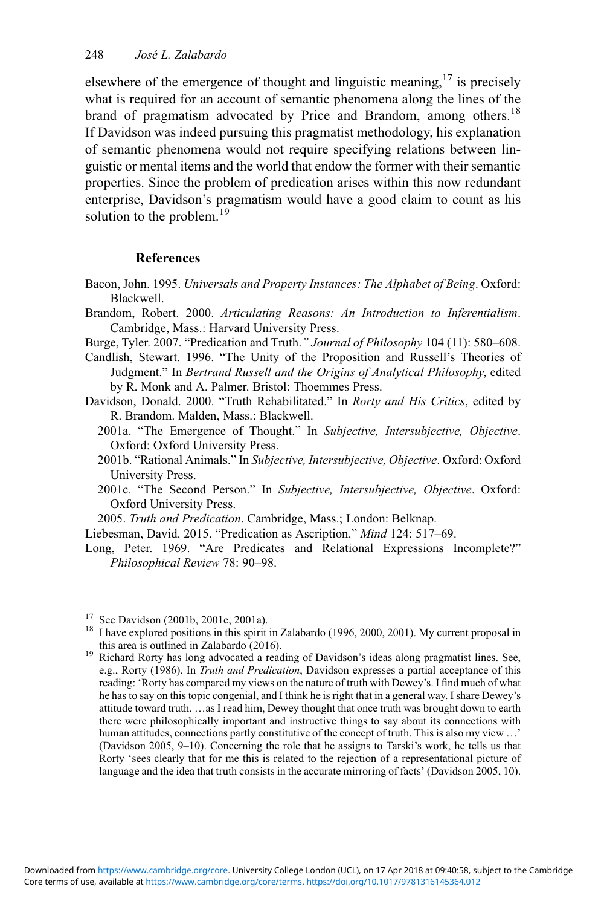elsewhere of the emergence of thought and linguistic meaning,[17] is precisely what is required for an account of semantic phenomena along the lines of the brand of pragmatism advocated by Price and Brandom, among others.[18] If Davidson was indeed pursuing this pragmatist methodology, his explanation of semantic phenomena would not require specifying relations between linguistic or mental items and the world that endow the former with their semantic properties. Since the problem of predication arises within this now redundant enterprise, Davidson's pragmatism would have a good claim to count as his solution to the problem.[19]

## References

Bacon, John. 1995. *Universals and Property Instances: The Alphabet of Being*. Oxford: Blackwell.

Brandom, Robert. 2000. *Articulating Reasons: An Introduction to Inferentialism*. Cambridge, Mass.: Harvard University Press.

Burge, Tyler. 2007. "Predication and Truth." *Journal of Philosophy* 104 (11): 580–608.

Candlish, Stewart. 1996. "The Unity of the Proposition and Russell's Theories of Judgment." In *Bertrand Russell and the Origins of Analytical Philosophy*, edited by R. Monk and A. Palmer. Bristol: Thoemmes Press.

Davidson, Donald. 2000. "Truth Rehabilitated." In *Rorty and His Critics*, edited by R. Brandom. Malden, Mass.: Blackwell.

2001a. "The Emergence of Thought." In *Subjective, Intersubjective, Objective*. Oxford: Oxford University Press.

2001b. "Rational Animals." In *Subjective, Intersubjective, Objective*. Oxford: Oxford University Press.

2001c. "The Second Person." In *Subjective, Intersubjective, Objective*. Oxford: Oxford University Press.

2005. *Truth and Predication*. Cambridge, Mass.; London: Belknap.

Liebesman, David. 2015. "Predication as Ascription." *Mind* 124: 517–69.

Long, Peter. 1969. "Are Predicates and Relational Expressions Incomplete?" *Philosophical Review* 78: 90–98.

---

[17] See Davidson (2001b, 2001c, 2001a).

[18] I have explored positions in this spirit in Zalabardo (1996, 2000, 2001). My current proposal in this area is outlined in Zalabardo (2016).

[19] Richard Rorty has long advocated a reading of Davidson's ideas along pragmatist lines. See, e.g., Rorty (1986). In *Truth and Predication*, Davidson expresses a partial acceptance of this reading: 'Rorty has compared my views on the nature of truth with Dewey's. I find much of what he has to say on this topic congenial, and I think he is right that in a general way. I share Dewey's attitude toward truth. …as I read him, Dewey thought that once truth was brought down to earth there were philosophically important and instructive things to say about its connections with human attitudes, connections partly constitutive of the concept of truth. This is also my view …' (Davidson 2005, 9–10). Concerning the role that he assigns to Tarski's work, he tells us that Rorty 'sees clearly that for me this is related to the rejection of a representational picture of language and the idea that truth consists in the accurate mirroring of facts' (Davidson 2005, 10).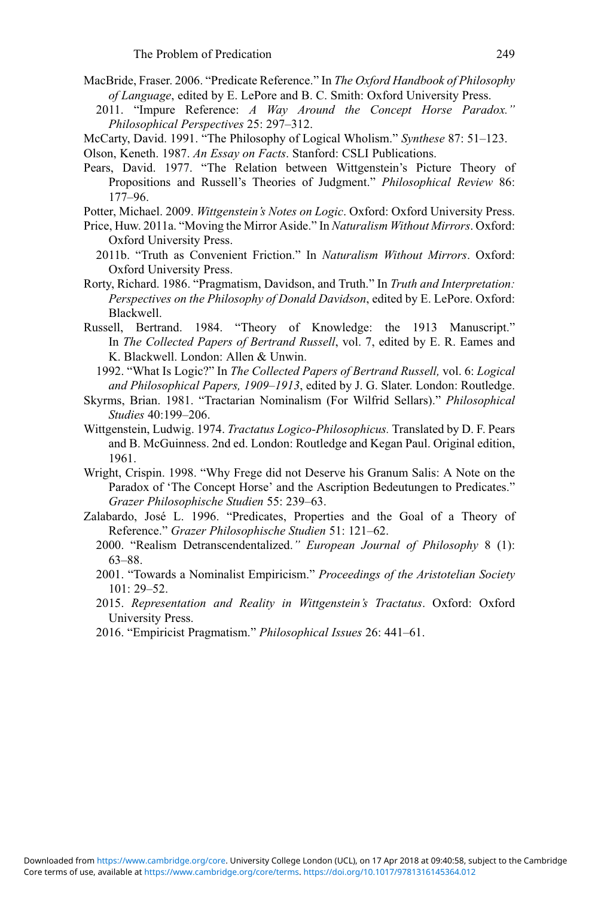MacBride, Fraser. 2006. "Predicate Reference." In *The Oxford Handbook of Philosophy of Language*, edited by E. LePore and B. C. Smith: Oxford University Press.

2011. "Impure Reference: *A Way Around the Concept Horse Paradox." Philosophical Perspectives* 25: 297–312.

McCarty, David. 1991. "The Philosophy of Logical Wholism." *Synthese* 87: 51–123.

Olson, Keneth. 1987. *An Essay on Facts*. Stanford: CSLI Publications.

Pears, David. 1977. "The Relation between Wittgenstein's Picture Theory of Propositions and Russell's Theories of Judgment." *Philosophical Review* 86: 177–96.

Potter, Michael. 2009. *Wittgenstein's Notes on Logic*. Oxford: Oxford University Press.

Price, Huw. 2011a. "Moving the Mirror Aside." In *Naturalism Without Mirrors*. Oxford: Oxford University Press.

2011b. "Truth as Convenient Friction." In *Naturalism Without Mirrors*. Oxford: Oxford University Press.

Rorty, Richard. 1986. "Pragmatism, Davidson, and Truth." In *Truth and Interpretation: Perspectives on the Philosophy of Donald Davidson*, edited by E. LePore. Oxford: Blackwell.

Russell, Bertrand. 1984. "Theory of Knowledge: the 1913 Manuscript." In *The Collected Papers of Bertrand Russell*, vol. 7, edited by E. R. Eames and K. Blackwell. London: Allen & Unwin.

1992. "What Is Logic?" In *The Collected Papers of Bertrand Russell,* vol. 6: *Logical and Philosophical Papers, 1909–1913*, edited by J. G. Slater. London: Routledge.

Skyrms, Brian. 1981. "Tractarian Nominalism (For Wilfrid Sellars)." *Philosophical Studies* 40:199–206.

Wittgenstein, Ludwig. 1974. *Tractatus Logico-Philosophicus.* Translated by D. F. Pears and B. McGuinness. 2nd ed. London: Routledge and Kegan Paul. Original edition, 1961.

Wright, Crispin. 1998. "Why Frege did not Deserve his Granum Salis: A Note on the Paradox of 'The Concept Horse' and the Ascription Bedeutungen to Predicates." *Grazer Philosophische Studien* 55: 239–63.

Zalabardo, José L. 1996. "Predicates, Properties and the Goal of a Theory of Reference." *Grazer Philosophische Studien* 51: 121–62.

2000. "Realism Detranscendentalized." *European Journal of Philosophy* 8 (1): 63–88.

2001. "Towards a Nominalist Empiricism." *Proceedings of the Aristotelian Society* 101: 29–52.

2015. *Representation and Reality in Wittgenstein's Tractatus*. Oxford: Oxford University Press.

2016. "Empiricist Pragmatism." *Philosophical Issues* 26: 441–61.